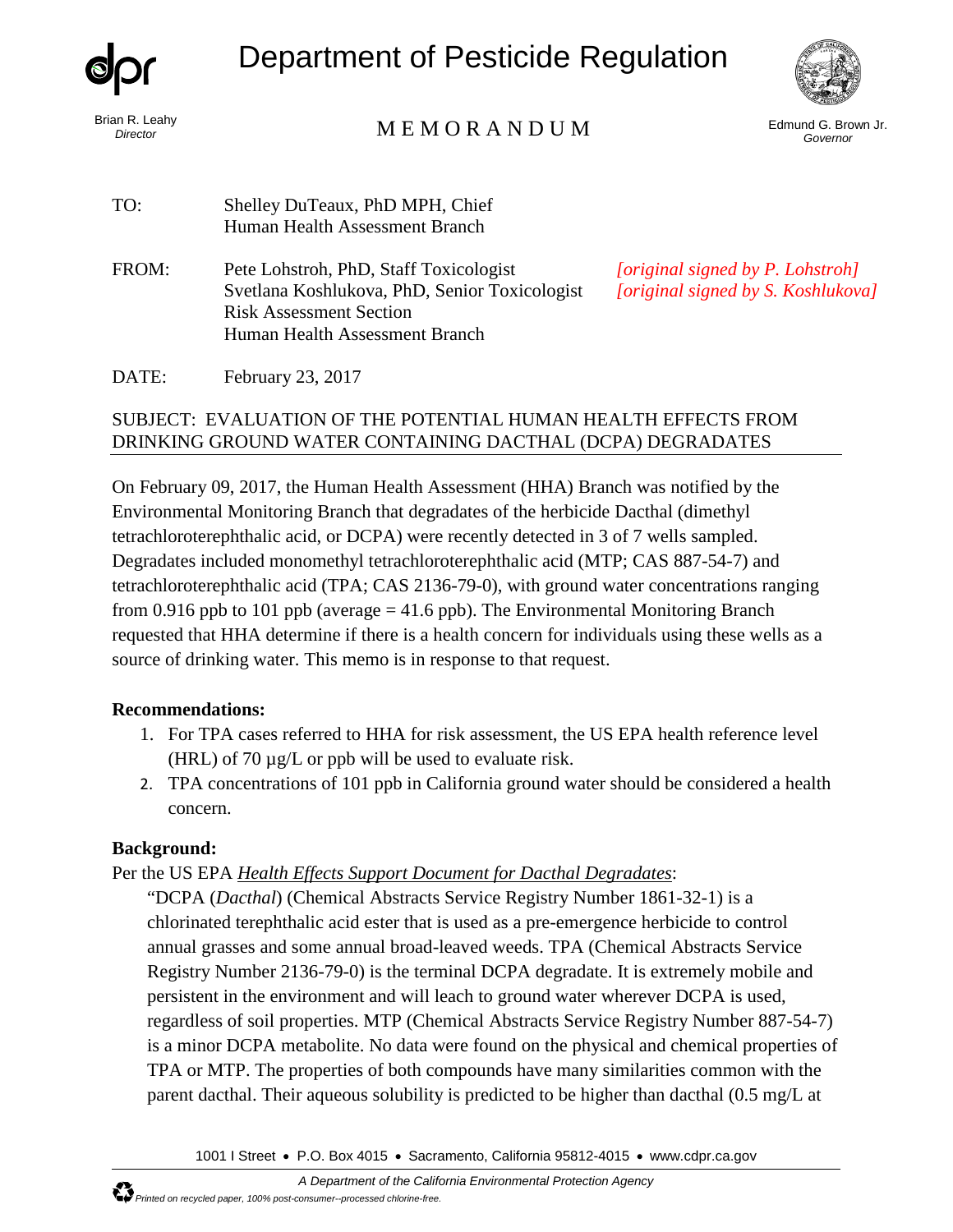# Department of Pesticide Regulation

Brian R. Leahy
*Director*

## MEMORANDUM

Edmund G. Brown Jr.
*Governor*

TO: Shelley DuTeaux, PhD MPH, Chief
Human Health Assessment Branch

FROM: Pete Lohstroh, PhD, Staff Toxicologist *[original signed by P. Lohstroh]*
Svetlana Koshlukova, PhD, Senior Toxicologist *[original signed by S. Koshlukova]*
Risk Assessment Section
Human Health Assessment Branch

DATE: February 23, 2017

SUBJECT: EVALUATION OF THE POTENTIAL HUMAN HEALTH EFFECTS FROM DRINKING GROUND WATER CONTAINING DACTHAL (DCPA) DEGRADATES

On February 09, 2017, the Human Health Assessment (HHA) Branch was notified by the Environmental Monitoring Branch that degradates of the herbicide Dacthal (dimethyl tetrachloroterephthalic acid, or DCPA) were recently detected in 3 of 7 wells sampled. Degradates included monomethyl tetrachloroterephthalic acid (MTP; CAS 887-54-7) and tetrachloroterephthalic acid (TPA; CAS 2136-79-0), with ground water concentrations ranging from 0.916 ppb to 101 ppb (average = 41.6 ppb). The Environmental Monitoring Branch requested that HHA determine if there is a health concern for individuals using these wells as a source of drinking water. This memo is in response to that request.

**Recommendations:**

1. For TPA cases referred to HHA for risk assessment, the US EPA health reference level (HRL) of 70 µg/L or ppb will be used to evaluate risk.
2. TPA concentrations of 101 ppb in California ground water should be considered a health concern.

**Background:**

Per the US EPA *Health Effects Support Document for Dacthal Degradates*:

"DCPA (*Dacthal*) (Chemical Abstracts Service Registry Number 1861-32-1) is a chlorinated terephthalic acid ester that is used as a pre-emergence herbicide to control annual grasses and some annual broad-leaved weeds. TPA (Chemical Abstracts Service Registry Number 2136-79-0) is the terminal DCPA degradate. It is extremely mobile and persistent in the environment and will leach to ground water wherever DCPA is used, regardless of soil properties. MTP (Chemical Abstracts Service Registry Number 887-54-7) is a minor DCPA metabolite. No data were found on the physical and chemical properties of TPA or MTP. The properties of both compounds have many similarities common with the parent dacthal. Their aqueous solubility is predicted to be higher than dacthal (0.5 mg/L at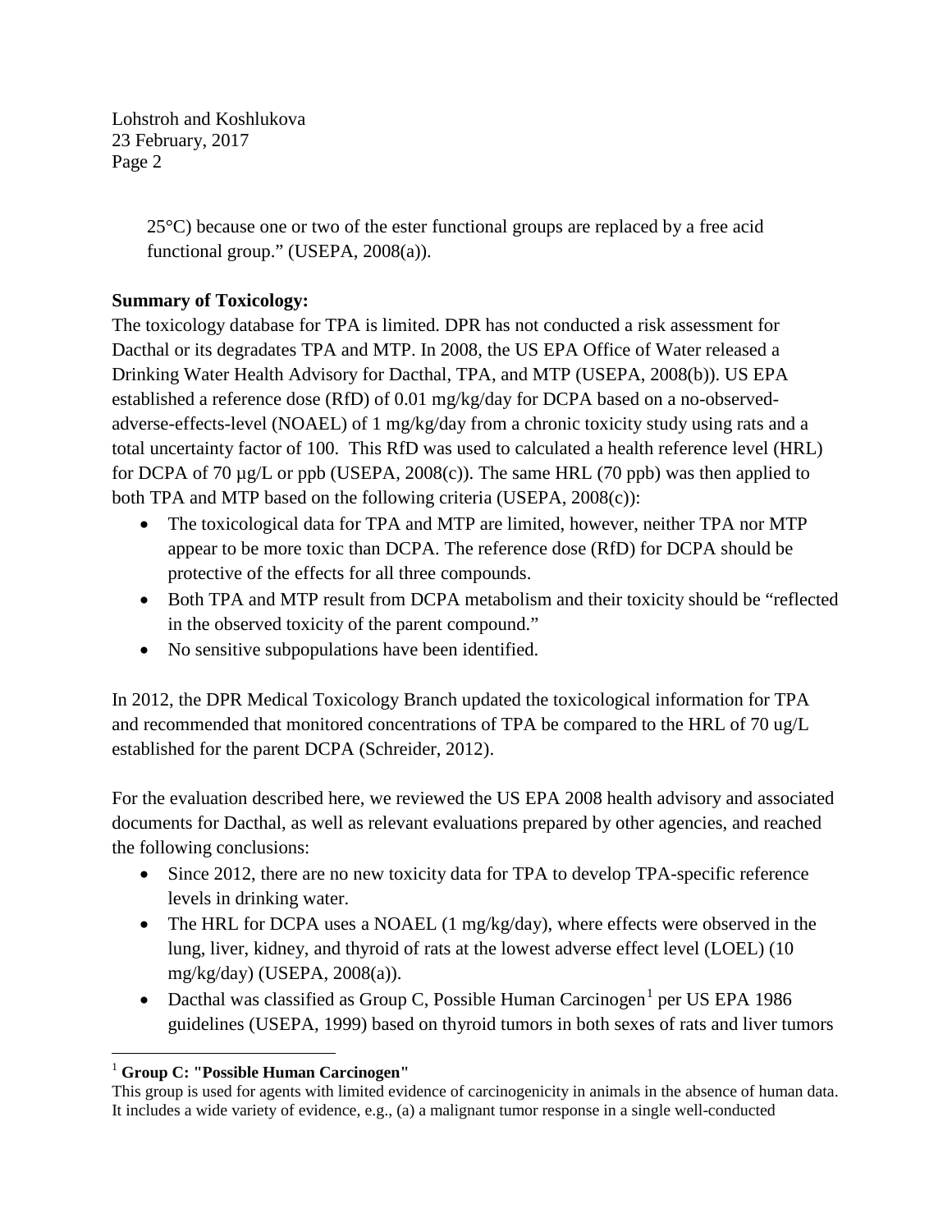25°C) because one or two of the ester functional groups are replaced by a free acid functional group." (USEPA, 2008(a)).

**Summary of Toxicology:**

The toxicology database for TPA is limited. DPR has not conducted a risk assessment for Dacthal or its degradates TPA and MTP. In 2008, the US EPA Office of Water released a Drinking Water Health Advisory for Dacthal, TPA, and MTP (USEPA, 2008(b)). US EPA established a reference dose (RfD) of 0.01 mg/kg/day for DCPA based on a no-observed-adverse-effects-level (NOAEL) of 1 mg/kg/day from a chronic toxicity study using rats and a total uncertainty factor of 100. This RfD was used to calculated a health reference level (HRL) for DCPA of 70 µg/L or ppb (USEPA, 2008(c)). The same HRL (70 ppb) was then applied to both TPA and MTP based on the following criteria (USEPA, 2008(c)):

- The toxicological data for TPA and MTP are limited, however, neither TPA nor MTP appear to be more toxic than DCPA. The reference dose (RfD) for DCPA should be protective of the effects for all three compounds.
- Both TPA and MTP result from DCPA metabolism and their toxicity should be "reflected in the observed toxicity of the parent compound."
- No sensitive subpopulations have been identified.

In 2012, the DPR Medical Toxicology Branch updated the toxicological information for TPA and recommended that monitored concentrations of TPA be compared to the HRL of 70 ug/L established for the parent DCPA (Schreider, 2012).

For the evaluation described here, we reviewed the US EPA 2008 health advisory and associated documents for Dacthal, as well as relevant evaluations prepared by other agencies, and reached the following conclusions:

- Since 2012, there are no new toxicity data for TPA to develop TPA-specific reference levels in drinking water.
- The HRL for DCPA uses a NOAEL (1 mg/kg/day), where effects were observed in the lung, liver, kidney, and thyroid of rats at the lowest adverse effect level (LOEL) (10 mg/kg/day) (USEPA, 2008(a)).
- Dacthal was classified as Group C, Possible Human Carcinogen[1] per US EPA 1986 guidelines (USEPA, 1999) based on thyroid tumors in both sexes of rats and liver tumors

[1] **Group C: "Possible Human Carcinogen"**
This group is used for agents with limited evidence of carcinogenicity in animals in the absence of human data. It includes a wide variety of evidence, e.g., (a) a malignant tumor response in a single well-conducted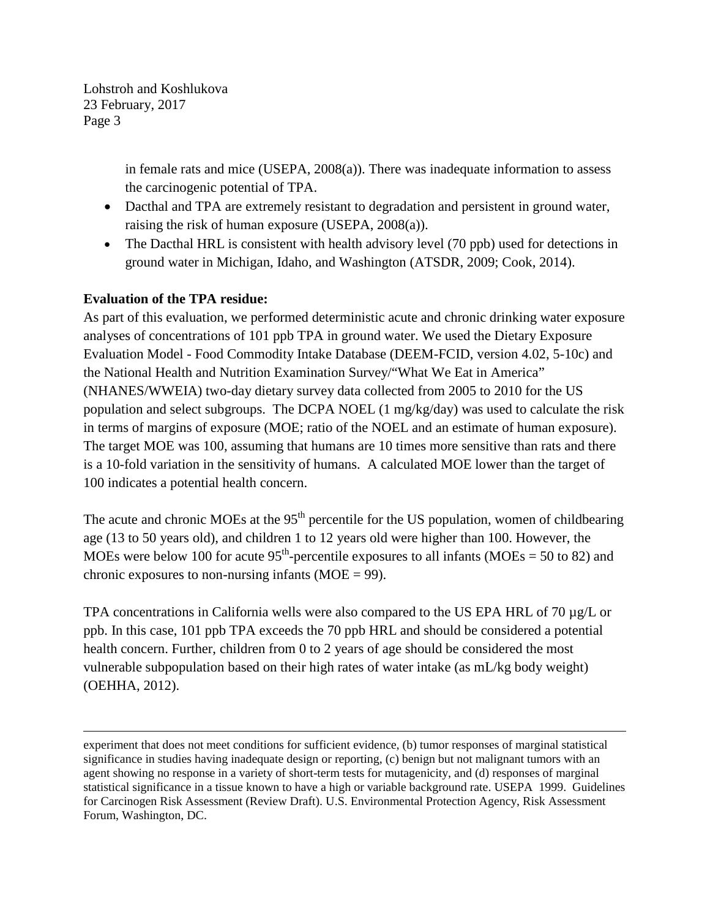in female rats and mice (USEPA, 2008(a)). There was inadequate information to assess the carcinogenic potential of TPA.

- Dacthal and TPA are extremely resistant to degradation and persistent in ground water, raising the risk of human exposure (USEPA, 2008(a)).
- The Dacthal HRL is consistent with health advisory level (70 ppb) used for detections in ground water in Michigan, Idaho, and Washington (ATSDR, 2009; Cook, 2014).

**Evaluation of the TPA residue:**

As part of this evaluation, we performed deterministic acute and chronic drinking water exposure analyses of concentrations of 101 ppb TPA in ground water. We used the Dietary Exposure Evaluation Model - Food Commodity Intake Database (DEEM-FCID, version 4.02, 5-10c) and the National Health and Nutrition Examination Survey/"What We Eat in America" (NHANES/WWEIA) two-day dietary survey data collected from 2005 to 2010 for the US population and select subgroups. The DCPA NOEL (1 mg/kg/day) was used to calculate the risk in terms of margins of exposure (MOE; ratio of the NOEL and an estimate of human exposure). The target MOE was 100, assuming that humans are 10 times more sensitive than rats and there is a 10-fold variation in the sensitivity of humans. A calculated MOE lower than the target of 100 indicates a potential health concern.

The acute and chronic MOEs at the 95$^{th}$ percentile for the US population, women of childbearing age (13 to 50 years old), and children 1 to 12 years old were higher than 100. However, the MOEs were below 100 for acute 95$^{th}$-percentile exposures to all infants (MOEs = 50 to 82) and chronic exposures to non-nursing infants (MOE = 99).

TPA concentrations in California wells were also compared to the US EPA HRL of 70 µg/L or ppb. In this case, 101 ppb TPA exceeds the 70 ppb HRL and should be considered a potential health concern. Further, children from 0 to 2 years of age should be considered the most vulnerable subpopulation based on their high rates of water intake (as mL/kg body weight) (OEHHA, 2012).

---

experiment that does not meet conditions for sufficient evidence, (b) tumor responses of marginal statistical significance in studies having inadequate design or reporting, (c) benign but not malignant tumors with an agent showing no response in a variety of short-term tests for mutagenicity, and (d) responses of marginal statistical significance in a tissue known to have a high or variable background rate. USEPA 1999. Guidelines for Carcinogen Risk Assessment (Review Draft). U.S. Environmental Protection Agency, Risk Assessment Forum, Washington, DC.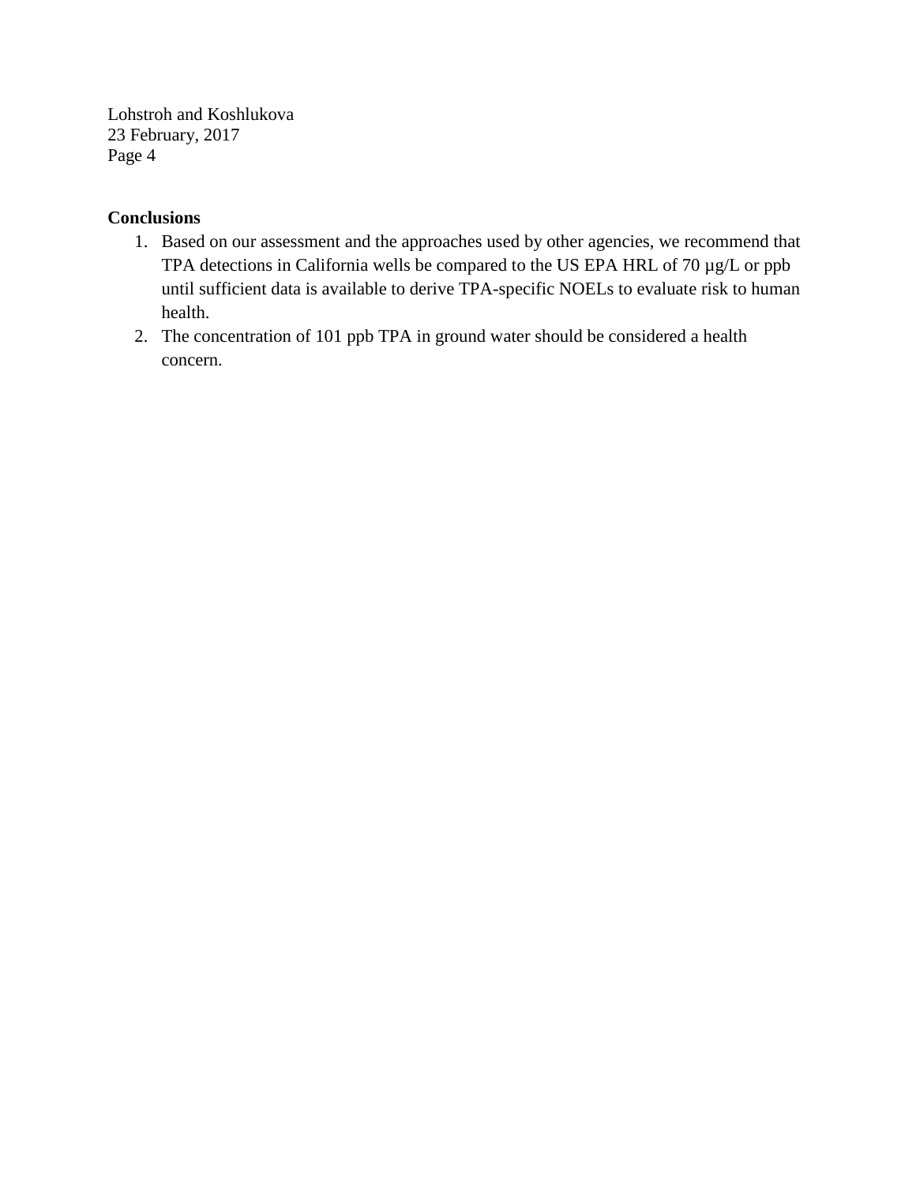**Conclusions**

1. Based on our assessment and the approaches used by other agencies, we recommend that TPA detections in California wells be compared to the US EPA HRL of 70 µg/L or ppb until sufficient data is available to derive TPA-specific NOELs to evaluate risk to human health.
2. The concentration of 101 ppb TPA in ground water should be considered a health concern.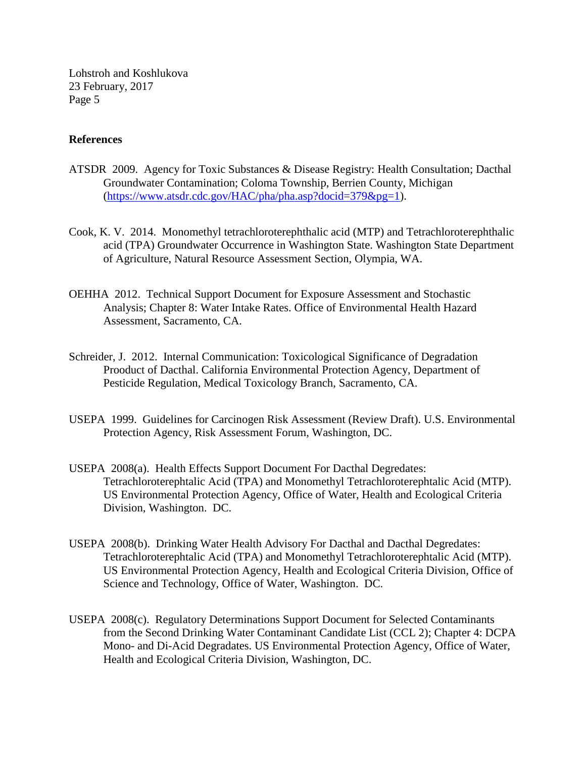**References**

ATSDR 2009. Agency for Toxic Substances & Disease Registry: Health Consultation; Dacthal Groundwater Contamination; Coloma Township, Berrien County, Michigan (https://www.atsdr.cdc.gov/HAC/pha/pha.asp?docid=379&pg=1).

Cook, K. V. 2014. Monomethyl tetrachloroterephthalic acid (MTP) and Tetrachloroterephthalic acid (TPA) Groundwater Occurrence in Washington State. Washington State Department of Agriculture, Natural Resource Assessment Section, Olympia, WA.

OEHHA 2012. Technical Support Document for Exposure Assessment and Stochastic Analysis; Chapter 8: Water Intake Rates. Office of Environmental Health Hazard Assessment, Sacramento, CA.

Schreider, J. 2012. Internal Communication: Toxicological Significance of Degradation Prooduct of Dacthal. California Environmental Protection Agency, Department of Pesticide Regulation, Medical Toxicology Branch, Sacramento, CA.

USEPA 1999. Guidelines for Carcinogen Risk Assessment (Review Draft). U.S. Environmental Protection Agency, Risk Assessment Forum, Washington, DC.

USEPA 2008(a). Health Effects Support Document For Dacthal Degredates: Tetrachloroterephtalic Acid (TPA) and Monomethyl Tetrachloroterephtalic Acid (MTP). US Environmental Protection Agency, Office of Water, Health and Ecological Criteria Division, Washington. DC.

USEPA 2008(b). Drinking Water Health Advisory For Dacthal and Dacthal Degredates: Tetrachloroterephtalic Acid (TPA) and Monomethyl Tetrachloroterephtalic Acid (MTP). US Environmental Protection Agency, Health and Ecological Criteria Division, Office of Science and Technology, Office of Water, Washington. DC.

USEPA 2008(c). Regulatory Determinations Support Document for Selected Contaminants from the Second Drinking Water Contaminant Candidate List (CCL 2); Chapter 4: DCPA Mono- and Di-Acid Degradates. US Environmental Protection Agency, Office of Water, Health and Ecological Criteria Division, Washington, DC.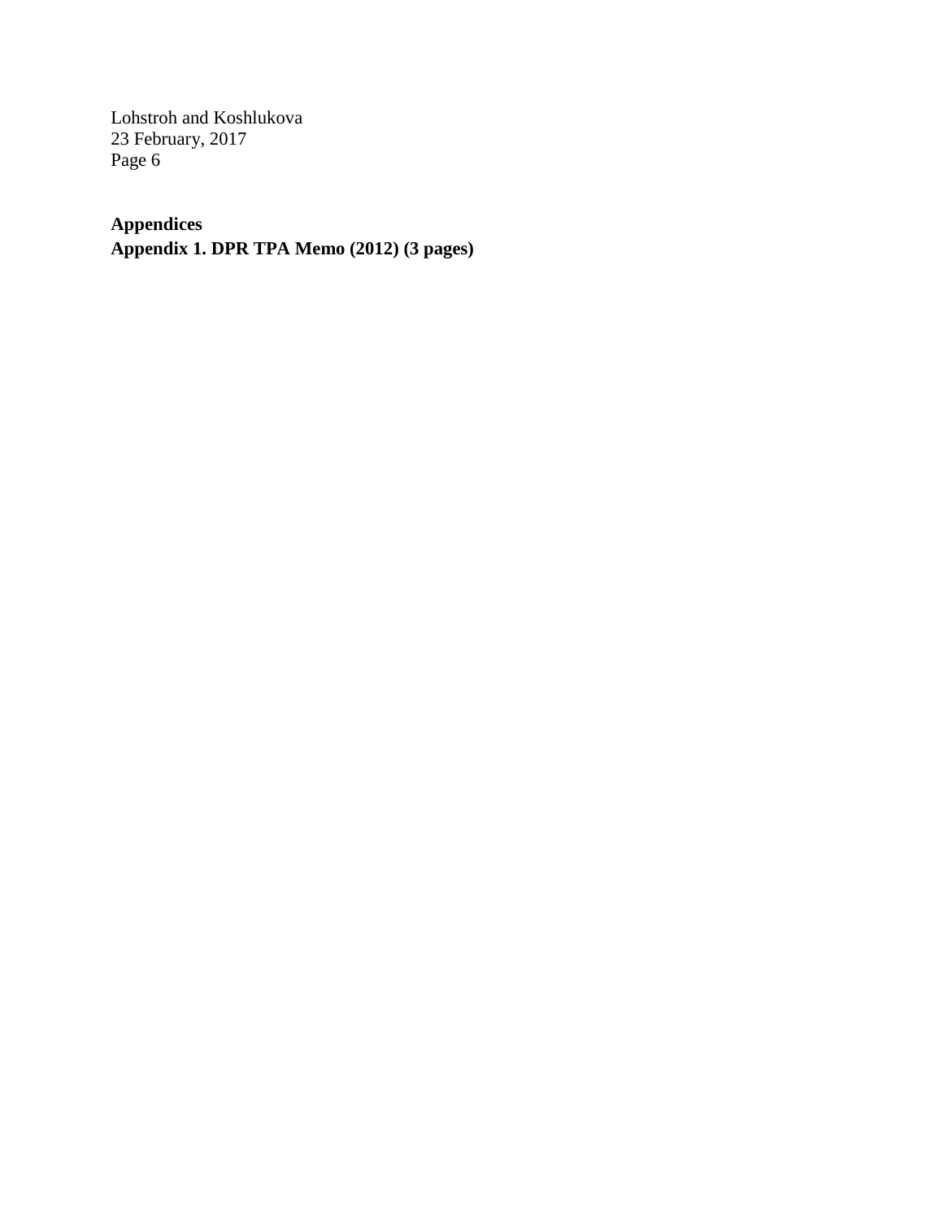**Appendices**

**Appendix 1. DPR TPA Memo (2012) (3 pages)**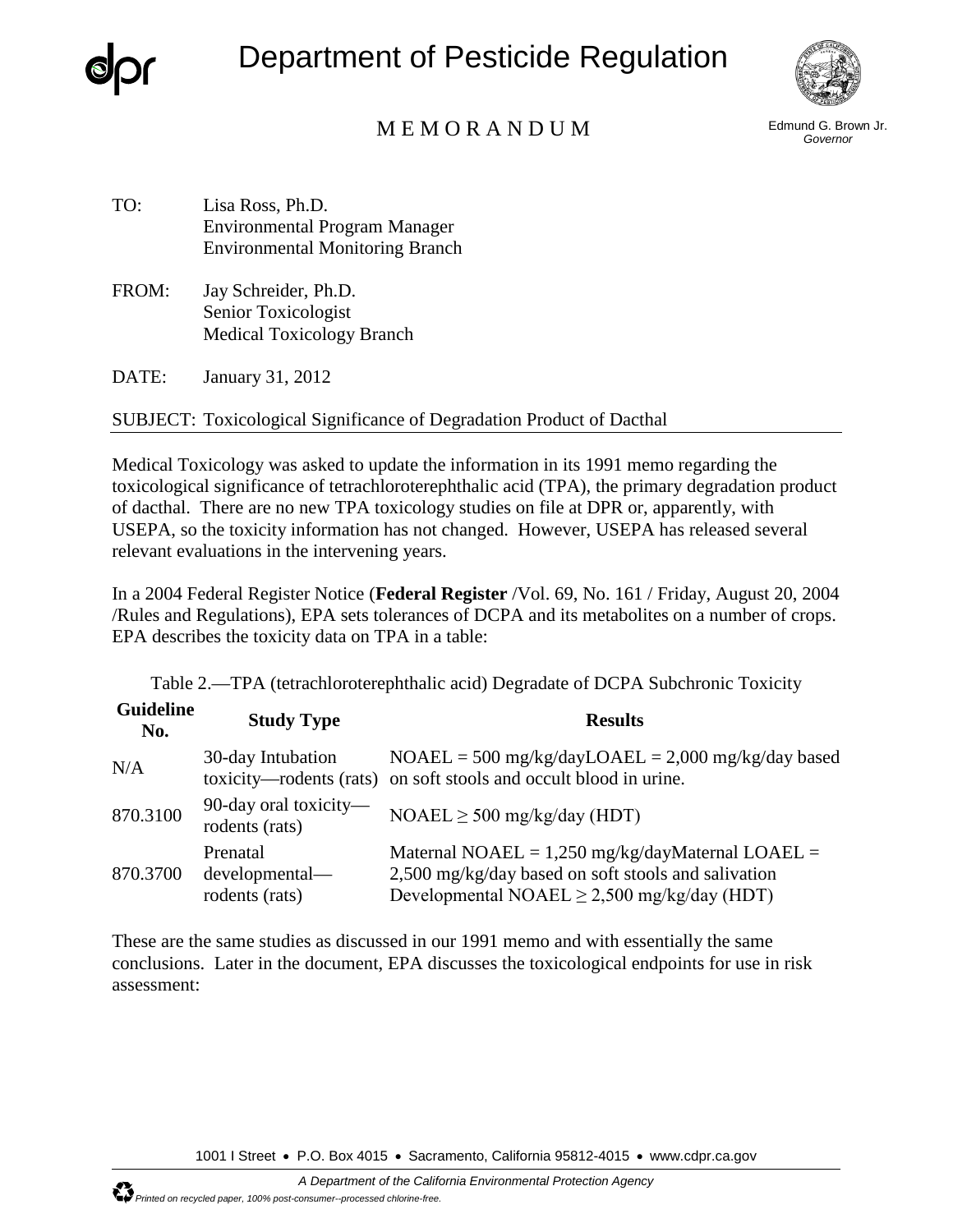Department of Pesticide Regulation

MEMORANDUM

Edmund G. Brown Jr.
*Governor*

TO: Lisa Ross, Ph.D.
Environmental Program Manager
Environmental Monitoring Branch

FROM: Jay Schreider, Ph.D.
Senior Toxicologist
Medical Toxicology Branch

DATE: January 31, 2012

SUBJECT: Toxicological Significance of Degradation Product of Dacthal

Medical Toxicology was asked to update the information in its 1991 memo regarding the toxicological significance of tetrachloroterephthalic acid (TPA), the primary degradation product of dacthal. There are no new TPA toxicology studies on file at DPR or, apparently, with USEPA, so the toxicity information has not changed. However, USEPA has released several relevant evaluations in the intervening years.

In a 2004 Federal Register Notice (**Federal Register** /Vol. 69, No. 161 / Friday, August 20, 2004 /Rules and Regulations), EPA sets tolerances of DCPA and its metabolites on a number of crops. EPA describes the toxicity data on TPA in a table:

Table 2.—TPA (tetrachloroterephthalic acid) Degradate of DCPA Subchronic Toxicity

| Guideline No. | Study Type | Results |
|---|---|---|
| N/A | 30-day Intubation toxicity—rodents (rats) | NOAEL = 500 mg/kg/dayLOAEL = 2,000 mg/kg/day based on soft stools and occult blood in urine. |
| 870.3100 | 90-day oral toxicity—rodents (rats) | NOAEL ≥ 500 mg/kg/day (HDT) |
| 870.3700 | Prenatal developmental—rodents (rats) | Maternal NOAEL = 1,250 mg/kg/dayMaternal LOAEL = 2,500 mg/kg/day based on soft stools and salivation Developmental NOAEL ≥ 2,500 mg/kg/day (HDT) |

These are the same studies as discussed in our 1991 memo and with essentially the same conclusions. Later in the document, EPA discusses the toxicological endpoints for use in risk assessment:

1001 I Street • P.O. Box 4015 • Sacramento, California 95812-4015 • www.cdpr.ca.gov

*A Department of the California Environmental Protection Agency*

*Printed on recycled paper, 100% post-consumer--processed chlorine-free.*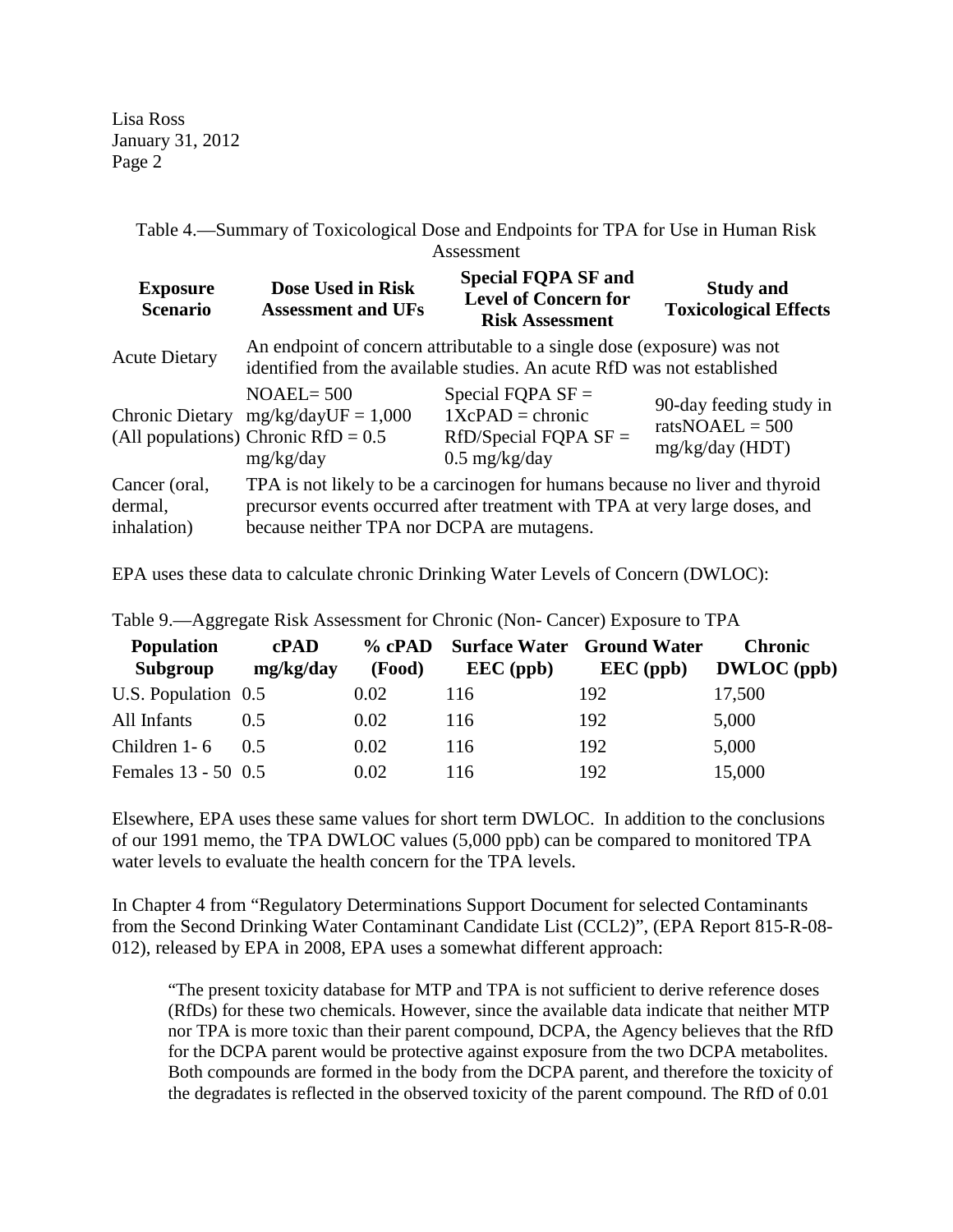Table 4.—Summary of Toxicological Dose and Endpoints for TPA for Use in Human Risk Assessment

| Exposure Scenario | Dose Used in Risk Assessment and UFs | Special FQPA SF and Level of Concern for Risk Assessment | Study and Toxicological Effects |
|---|---|---|---|
| Acute Dietary | An endpoint of concern attributable to a single dose (exposure) was not identified from the available studies. An acute RfD was not established | | |
| Chronic Dietary (All populations) | NOAEL= 500 mg/kg/dayUF = 1,000 Chronic RfD = 0.5 mg/kg/day | Special FQPA SF = 1XcPAD = chronic RfD/Special FQPA SF = 0.5 mg/kg/day | 90-day feeding study in ratsNOAEL = 500 mg/kg/day (HDT) |
| Cancer (oral, dermal, inhalation) | TPA is not likely to be a carcinogen for humans because no liver and thyroid precursor events occurred after treatment with TPA at very large doses, and because neither TPA nor DCPA are mutagens. | | |

EPA uses these data to calculate chronic Drinking Water Levels of Concern (DWLOC):

Table 9.—Aggregate Risk Assessment for Chronic (Non- Cancer) Exposure to TPA

| Population Subgroup | cPAD mg/kg/day | % cPAD (Food) | Surface Water EEC (ppb) | Ground Water EEC (ppb) | Chronic DWLOC (ppb) |
|---|---|---|---|---|---|
| U.S. Population | 0.5 | 0.02 | 116 | 192 | 17,500 |
| All Infants | 0.5 | 0.02 | 116 | 192 | 5,000 |
| Children 1- 6 | 0.5 | 0.02 | 116 | 192 | 5,000 |
| Females 13 - 50 | 0.5 | 0.02 | 116 | 192 | 15,000 |

Elsewhere, EPA uses these same values for short term DWLOC. In addition to the conclusions of our 1991 memo, the TPA DWLOC values (5,000 ppb) can be compared to monitored TPA water levels to evaluate the health concern for the TPA levels.

In Chapter 4 from "Regulatory Determinations Support Document for selected Contaminants from the Second Drinking Water Contaminant Candidate List (CCL2)", (EPA Report 815-R-08-012), released by EPA in 2008, EPA uses a somewhat different approach:

> "The present toxicity database for MTP and TPA is not sufficient to derive reference doses (RfDs) for these two chemicals. However, since the available data indicate that neither MTP nor TPA is more toxic than their parent compound, DCPA, the Agency believes that the RfD for the DCPA parent would be protective against exposure from the two DCPA metabolites. Both compounds are formed in the body from the DCPA parent, and therefore the toxicity of the degradates is reflected in the observed toxicity of the parent compound. The RfD of 0.01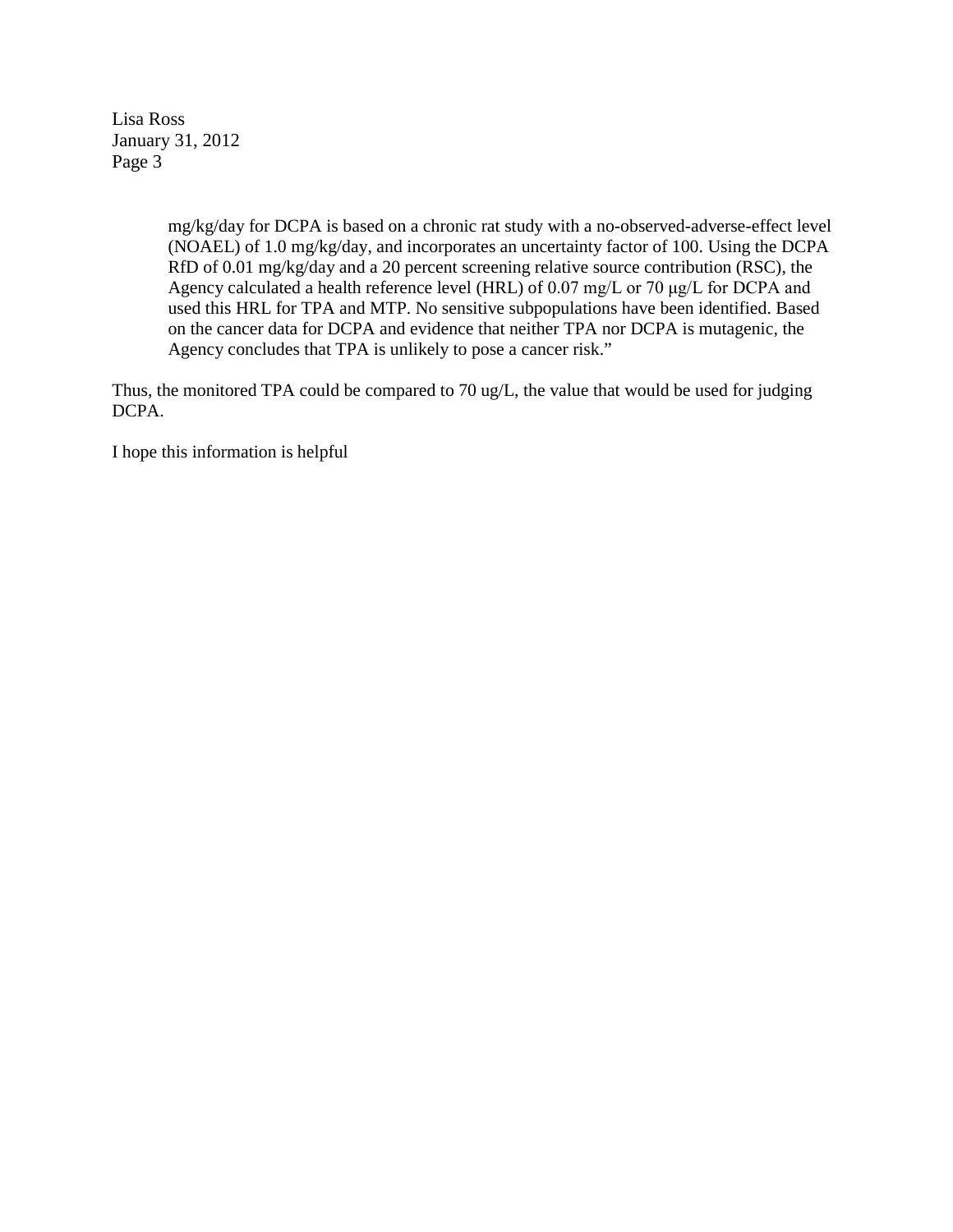> mg/kg/day for DCPA is based on a chronic rat study with a no-observed-adverse-effect level (NOAEL) of 1.0 mg/kg/day, and incorporates an uncertainty factor of 100. Using the DCPA RfD of 0.01 mg/kg/day and a 20 percent screening relative source contribution (RSC), the Agency calculated a health reference level (HRL) of 0.07 mg/L or 70 μg/L for DCPA and used this HRL for TPA and MTP. No sensitive subpopulations have been identified. Based on the cancer data for DCPA and evidence that neither TPA nor DCPA is mutagenic, the Agency concludes that TPA is unlikely to pose a cancer risk."

Thus, the monitored TPA could be compared to 70 ug/L, the value that would be used for judging DCPA.

I hope this information is helpful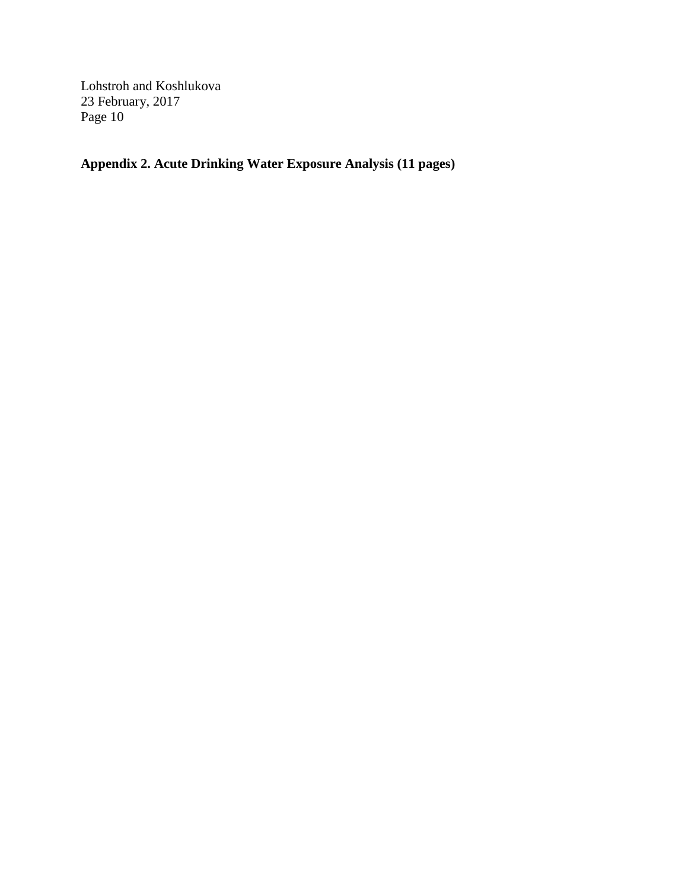**Appendix 2. Acute Drinking Water Exposure Analysis (11 pages)**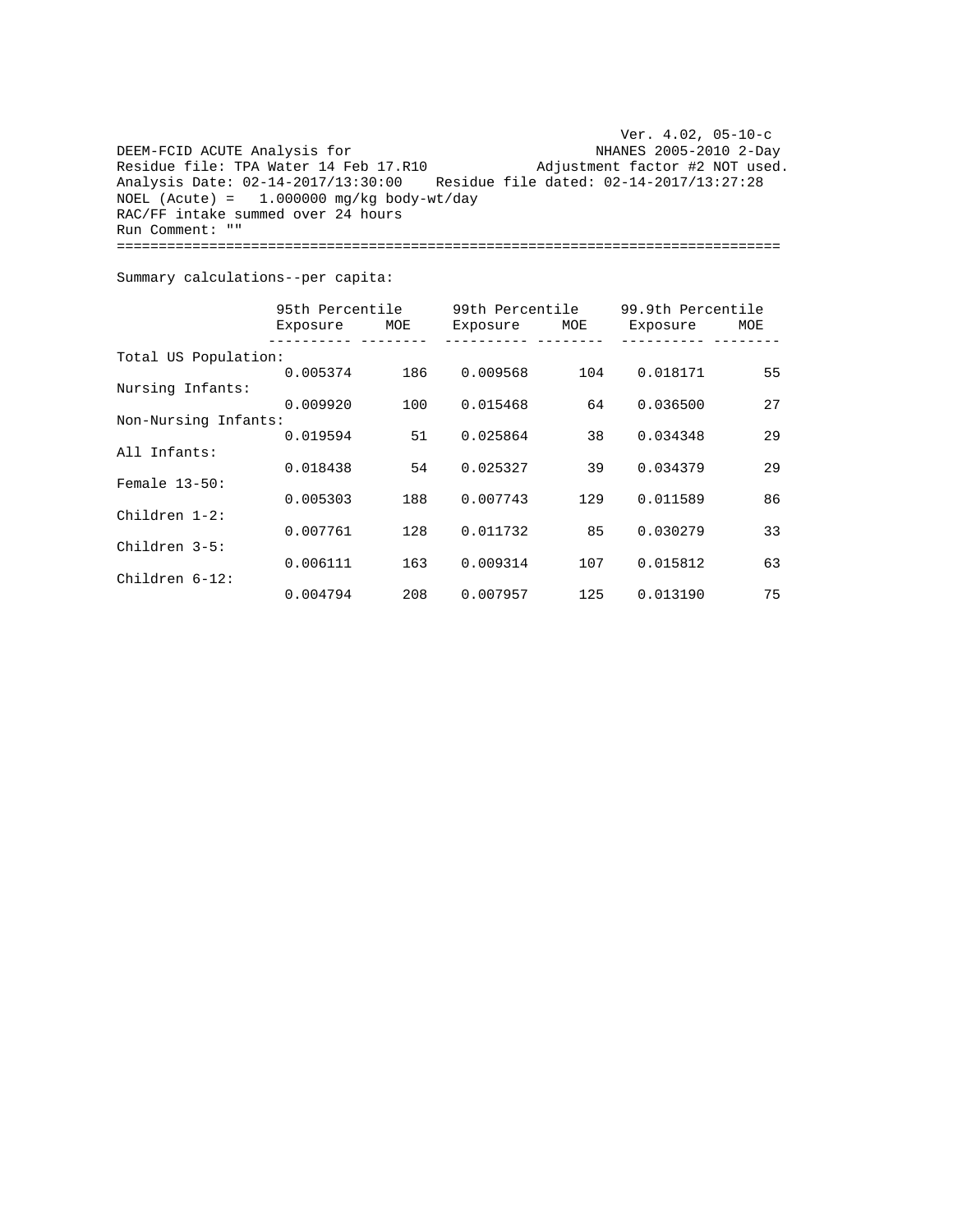Ver. 4.02, 05-10-c

DEEM-FCID ACUTE Analysis for NHANES 2005-2010 2-Day

Residue file: TPA Water 14 Feb 17.R10 Adjustment factor #2 NOT used.

Analysis Date: 02-14-2017/13:30:00 Residue file dated: 02-14-2017/13:27:28

NOEL (Acute) = 1.000000 mg/kg body-wt/day

RAC/FF intake summed over 24 hours

Run Comment: ""

---

Summary calculations--per capita:

| | 95th Percentile | | 99th Percentile | | 99.9th Percentile | |
|---|---|---|---|---|---|---|
| | Exposure | MOE | Exposure | MOE | Exposure | MOE |
| Total US Population: | 0.005374 | 186 | 0.009568 | 104 | 0.018171 | 55 |
| Nursing Infants: | 0.009920 | 100 | 0.015468 | 64 | 0.036500 | 27 |
| Non-Nursing Infants: | 0.019594 | 51 | 0.025864 | 38 | 0.034348 | 29 |
| All Infants: | 0.018438 | 54 | 0.025327 | 39 | 0.034379 | 29 |
| Female 13-50: | 0.005303 | 188 | 0.007743 | 129 | 0.011589 | 86 |
| Children 1-2: | 0.007761 | 128 | 0.011732 | 85 | 0.030279 | 33 |
| Children 3-5: | 0.006111 | 163 | 0.009314 | 107 | 0.015812 | 63 |
| Children 6-12: | 0.004794 | 208 | 0.007957 | 125 | 0.013190 | 75 |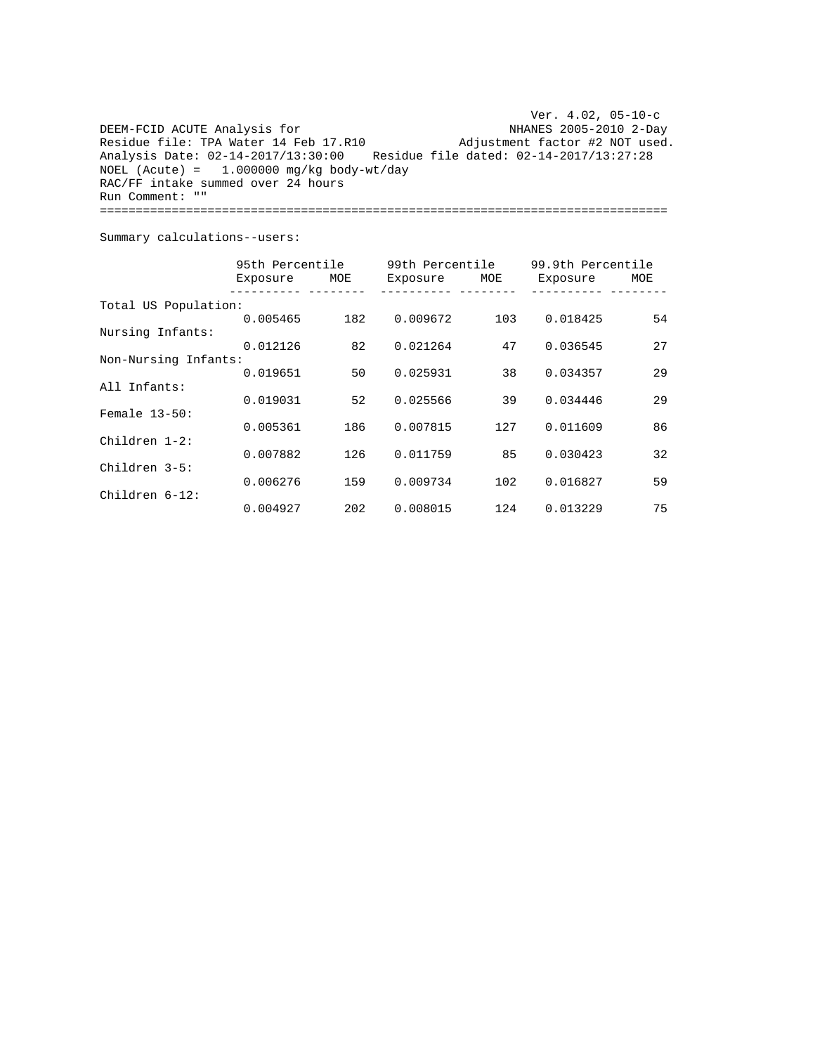Ver. 4.02, 05-10-c

DEEM-FCID ACUTE Analysis for NHANES 2005-2010 2-Day

Residue file: TPA Water 14 Feb 17.R10 Adjustment factor #2 NOT used.

Analysis Date: 02-14-2017/13:30:00 Residue file dated: 02-14-2017/13:27:28

NOEL (Acute) = 1.000000 mg/kg body-wt/day

RAC/FF intake summed over 24 hours

Run Comment: ""

===============================================================================

Summary calculations--users:

| | 95th Percentile | | 99th Percentile | | 99.9th Percentile | |
|---|---|---|---|---|---|---|
| | Exposure | MOE | Exposure | MOE | Exposure | MOE |
| Total US Population: | 0.005465 | 182 | 0.009672 | 103 | 0.018425 | 54 |
| Nursing Infants: | 0.012126 | 82 | 0.021264 | 47 | 0.036545 | 27 |
| Non-Nursing Infants: | 0.019651 | 50 | 0.025931 | 38 | 0.034357 | 29 |
| All Infants: | 0.019031 | 52 | 0.025566 | 39 | 0.034446 | 29 |
| Female 13-50: | 0.005361 | 186 | 0.007815 | 127 | 0.011609 | 86 |
| Children 1-2: | 0.007882 | 126 | 0.011759 | 85 | 0.030423 | 32 |
| Children 3-5: | 0.006276 | 159 | 0.009734 | 102 | 0.016827 | 59 |
| Children 6-12: | 0.004927 | 202 | 0.008015 | 124 | 0.013229 | 75 |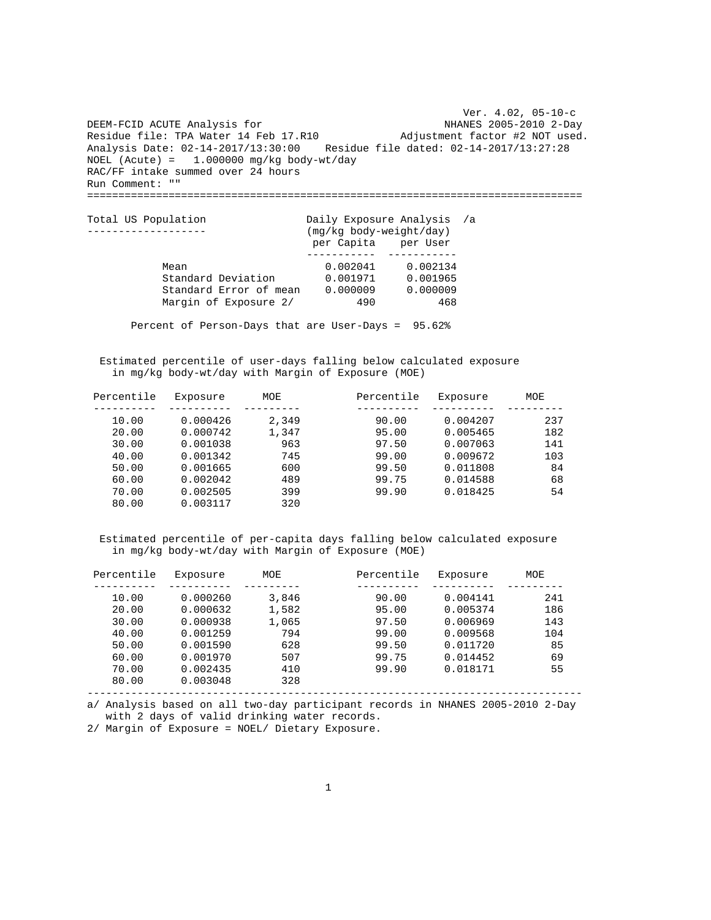Ver. 4.02, 05-10-c

DEEM-FCID ACUTE Analysis for NHANES 2005-2010 2-Day
Residue file: TPA Water 14 Feb 17.R10 Adjustment factor #2 NOT used.
Analysis Date: 02-14-2017/13:30:00 Residue file dated: 02-14-2017/13:27:28
NOEL (Acute) = 1.000000 mg/kg body-wt/day
RAC/FF intake summed over 24 hours
Run Comment: ""

===============================================================================

**Total US Population**

Daily Exposure Analysis /a
(mg/kg body-weight/day)

| | per Capita | per User |
|---|---|---|
| Mean | 0.002041 | 0.002134 |
| Standard Deviation | 0.001971 | 0.001965 |
| Standard Error of mean | 0.000009 | 0.000009 |
| Margin of Exposure 2/ | 490 | 468 |

Percent of Person-Days that are User-Days = 95.62%

Estimated percentile of user-days falling below calculated exposure in mg/kg body-wt/day with Margin of Exposure (MOE)

| Percentile | Exposure | MOE | Percentile | Exposure | MOE |
|---|---|---|---|---|---|
| 10.00 | 0.000426 | 2,349 | 90.00 | 0.004207 | 237 |
| 20.00 | 0.000742 | 1,347 | 95.00 | 0.005465 | 182 |
| 30.00 | 0.001038 | 963 | 97.50 | 0.007063 | 141 |
| 40.00 | 0.001342 | 745 | 99.00 | 0.009672 | 103 |
| 50.00 | 0.001665 | 600 | 99.50 | 0.011808 | 84 |
| 60.00 | 0.002042 | 489 | 99.75 | 0.014588 | 68 |
| 70.00 | 0.002505 | 399 | 99.90 | 0.018425 | 54 |
| 80.00 | 0.003117 | 320 | | | |

Estimated percentile of per-capita days falling below calculated exposure in mg/kg body-wt/day with Margin of Exposure (MOE)

| Percentile | Exposure | MOE | Percentile | Exposure | MOE |
|---|---|---|---|---|---|
| 10.00 | 0.000260 | 3,846 | 90.00 | 0.004141 | 241 |
| 20.00 | 0.000632 | 1,582 | 95.00 | 0.005374 | 186 |
| 30.00 | 0.000938 | 1,065 | 97.50 | 0.006969 | 143 |
| 40.00 | 0.001259 | 794 | 99.00 | 0.009568 | 104 |
| 50.00 | 0.001590 | 628 | 99.50 | 0.011720 | 85 |
| 60.00 | 0.001970 | 507 | 99.75 | 0.014452 | 69 |
| 70.00 | 0.002435 | 410 | 99.90 | 0.018171 | 55 |
| 80.00 | 0.003048 | 328 | | | |

-------------------------------------------------------------------------------

a/ Analysis based on all two-day participant records in NHANES 2005-2010 2-Day with 2 days of valid drinking water records.

2/ Margin of Exposure = NOEL/ Dietary Exposure.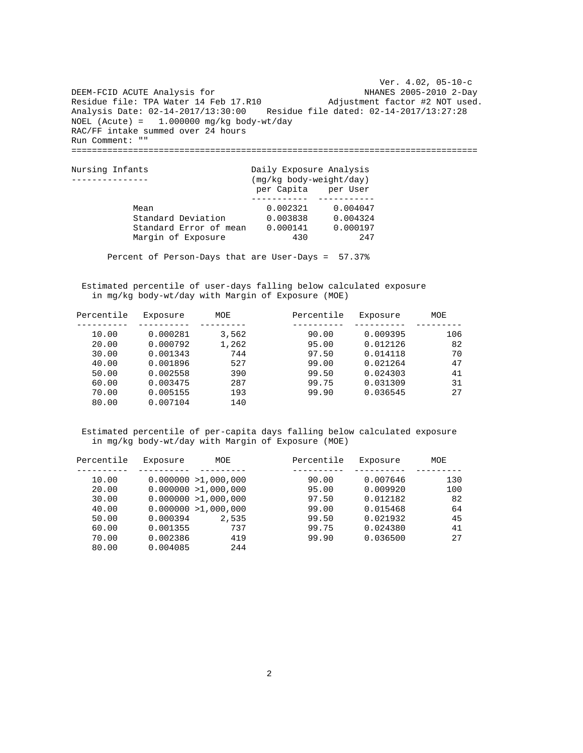Ver. 4.02, 05-10-c

DEEM-FCID ACUTE Analysis for NHANES 2005-2010 2-Day

Residue file: TPA Water 14 Feb 17.R10 Adjustment factor #2 NOT used.

Analysis Date: 02-14-2017/13:30:00 Residue file dated: 02-14-2017/13:27:28

NOEL (Acute) = 1.000000 mg/kg body-wt/day

RAC/FF intake summed over 24 hours

Run Comment: ""

---

## Nursing Infants

Daily Exposure Analysis (mg/kg body-weight/day)

| | per Capita | per User |
|---|---|---|
| Mean | 0.002321 | 0.004047 |
| Standard Deviation | 0.003838 | 0.004324 |
| Standard Error of mean | 0.000141 | 0.000197 |
| Margin of Exposure | 430 | 247 |

Percent of Person-Days that are User-Days = 57.37%

Estimated percentile of user-days falling below calculated exposure in mg/kg body-wt/day with Margin of Exposure (MOE)

| Percentile | Exposure | MOE | Percentile | Exposure | MOE |
|---|---|---|---|---|---|
| 10.00 | 0.000281 | 3,562 | 90.00 | 0.009395 | 106 |
| 20.00 | 0.000792 | 1,262 | 95.00 | 0.012126 | 82 |
| 30.00 | 0.001343 | 744 | 97.50 | 0.014118 | 70 |
| 40.00 | 0.001896 | 527 | 99.00 | 0.021264 | 47 |
| 50.00 | 0.002558 | 390 | 99.50 | 0.024303 | 41 |
| 60.00 | 0.003475 | 287 | 99.75 | 0.031309 | 31 |
| 70.00 | 0.005155 | 193 | 99.90 | 0.036545 | 27 |
| 80.00 | 0.007104 | 140 | | | |

Estimated percentile of per-capita days falling below calculated exposure in mg/kg body-wt/day with Margin of Exposure (MOE)

| Percentile | Exposure | MOE | Percentile | Exposure | MOE |
|---|---|---|---|---|---|
| 10.00 | 0.000000 | >1,000,000 | 90.00 | 0.007646 | 130 |
| 20.00 | 0.000000 | >1,000,000 | 95.00 | 0.009920 | 100 |
| 30.00 | 0.000000 | >1,000,000 | 97.50 | 0.012182 | 82 |
| 40.00 | 0.000000 | >1,000,000 | 99.00 | 0.015468 | 64 |
| 50.00 | 0.000394 | 2,535 | 99.50 | 0.021932 | 45 |
| 60.00 | 0.001355 | 737 | 99.75 | 0.024380 | 41 |
| 70.00 | 0.002386 | 419 | 99.90 | 0.036500 | 27 |
| 80.00 | 0.004085 | 244 | | | |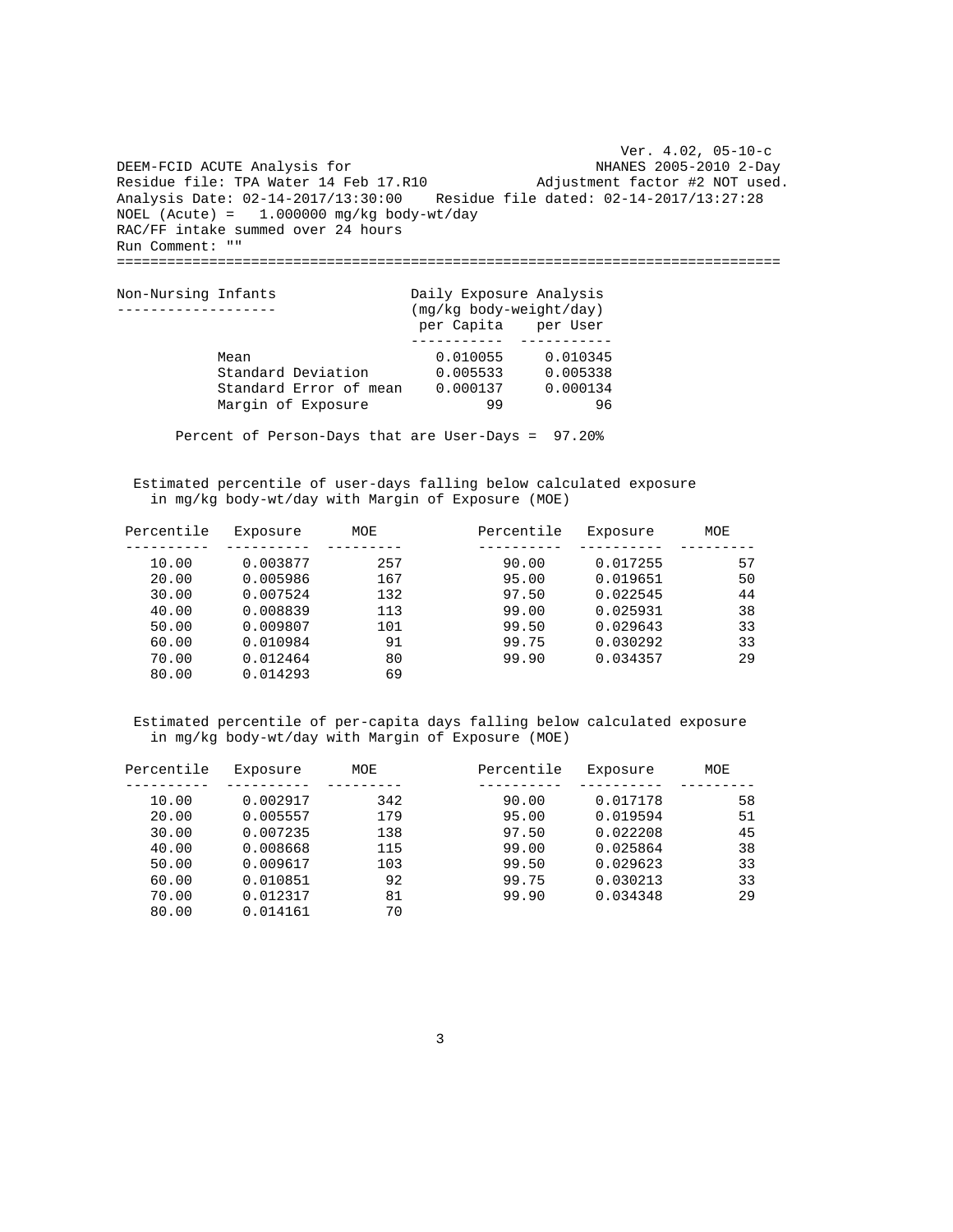Ver. 4.02, 05-10-c

DEEM-FCID ACUTE Analysis for NHANES 2005-2010 2-Day
Residue file: TPA Water 14 Feb 17.R10 Adjustment factor #2 NOT used.
Analysis Date: 02-14-2017/13:30:00 Residue file dated: 02-14-2017/13:27:28
NOEL (Acute) = 1.000000 mg/kg body-wt/day
RAC/FF intake summed over 24 hours
Run Comment: ""

---

## Non-Nursing Infants

Daily Exposure Analysis (mg/kg body-weight/day)

| | per Capita | per User |
|---|---|---|
| Mean | 0.010055 | 0.010345 |
| Standard Deviation | 0.005533 | 0.005338 |
| Standard Error of mean | 0.000137 | 0.000134 |
| Margin of Exposure | 99 | 96 |

Percent of Person-Days that are User-Days = 97.20%

Estimated percentile of user-days falling below calculated exposure in mg/kg body-wt/day with Margin of Exposure (MOE)

| Percentile | Exposure | MOE | Percentile | Exposure | MOE |
|---|---|---|---|---|---|
| 10.00 | 0.003877 | 257 | 90.00 | 0.017255 | 57 |
| 20.00 | 0.005986 | 167 | 95.00 | 0.019651 | 50 |
| 30.00 | 0.007524 | 132 | 97.50 | 0.022545 | 44 |
| 40.00 | 0.008839 | 113 | 99.00 | 0.025931 | 38 |
| 50.00 | 0.009807 | 101 | 99.50 | 0.029643 | 33 |
| 60.00 | 0.010984 | 91 | 99.75 | 0.030292 | 33 |
| 70.00 | 0.012464 | 80 | 99.90 | 0.034357 | 29 |
| 80.00 | 0.014293 | 69 | | | |

Estimated percentile of per-capita days falling below calculated exposure in mg/kg body-wt/day with Margin of Exposure (MOE)

| Percentile | Exposure | MOE | Percentile | Exposure | MOE |
|---|---|---|---|---|---|
| 10.00 | 0.002917 | 342 | 90.00 | 0.017178 | 58 |
| 20.00 | 0.005557 | 179 | 95.00 | 0.019594 | 51 |
| 30.00 | 0.007235 | 138 | 97.50 | 0.022208 | 45 |
| 40.00 | 0.008668 | 115 | 99.00 | 0.025864 | 38 |
| 50.00 | 0.009617 | 103 | 99.50 | 0.029623 | 33 |
| 60.00 | 0.010851 | 92 | 99.75 | 0.030213 | 33 |
| 70.00 | 0.012317 | 81 | 99.90 | 0.034348 | 29 |
| 80.00 | 0.014161 | 70 | | | |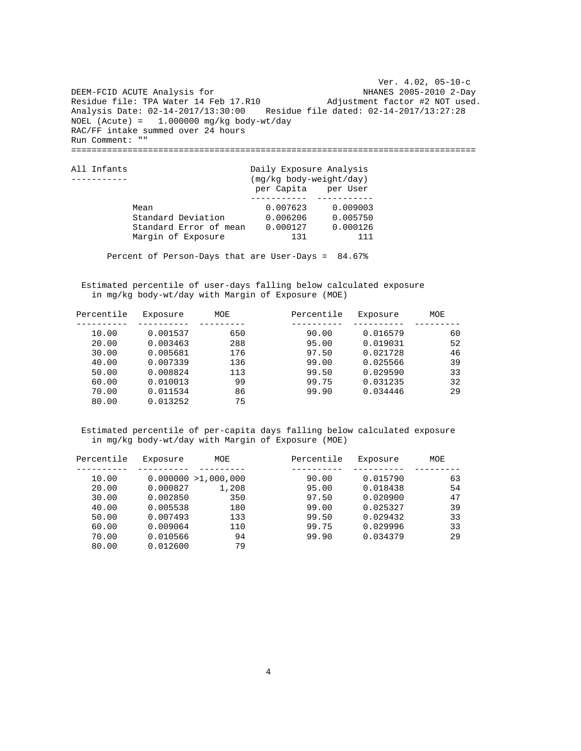Ver. 4.02, 05-10-c

DEEM-FCID ACUTE Analysis for NHANES 2005-2010 2-Day

Residue file: TPA Water 14 Feb 17.R10 Adjustment factor #2 NOT used.

Analysis Date: 02-14-2017/13:30:00 Residue file dated: 02-14-2017/13:27:28

NOEL (Acute) = 1.000000 mg/kg body-wt/day

RAC/FF intake summed over 24 hours

Run Comment: ""

---

## All Infants

| | Daily Exposure Analysis (mg/kg body-weight/day) per Capita | per User |
|---|---|---|
| Mean | 0.007623 | 0.009003 |
| Standard Deviation | 0.006206 | 0.005750 |
| Standard Error of mean | 0.000127 | 0.000126 |
| Margin of Exposure | 131 | 111 |

Percent of Person-Days that are User-Days = 84.67%

Estimated percentile of user-days falling below calculated exposure in mg/kg body-wt/day with Margin of Exposure (MOE)

| Percentile | Exposure | MOE | Percentile | Exposure | MOE |
|---|---|---|---|---|---|
| 10.00 | 0.001537 | 650 | 90.00 | 0.016579 | 60 |
| 20.00 | 0.003463 | 288 | 95.00 | 0.019031 | 52 |
| 30.00 | 0.005681 | 176 | 97.50 | 0.021728 | 46 |
| 40.00 | 0.007339 | 136 | 99.00 | 0.025566 | 39 |
| 50.00 | 0.008824 | 113 | 99.50 | 0.029590 | 33 |
| 60.00 | 0.010013 | 99 | 99.75 | 0.031235 | 32 |
| 70.00 | 0.011534 | 86 | 99.90 | 0.034446 | 29 |
| 80.00 | 0.013252 | 75 | | | |

Estimated percentile of per-capita days falling below calculated exposure in mg/kg body-wt/day with Margin of Exposure (MOE)

| Percentile | Exposure | MOE | Percentile | Exposure | MOE |
|---|---|---|---|---|---|
| 10.00 | 0.000000 | >1,000,000 | 90.00 | 0.015790 | 63 |
| 20.00 | 0.000827 | 1,208 | 95.00 | 0.018438 | 54 |
| 30.00 | 0.002850 | 350 | 97.50 | 0.020900 | 47 |
| 40.00 | 0.005538 | 180 | 99.00 | 0.025327 | 39 |
| 50.00 | 0.007493 | 133 | 99.50 | 0.029432 | 33 |
| 60.00 | 0.009064 | 110 | 99.75 | 0.029996 | 33 |
| 70.00 | 0.010566 | 94 | 99.90 | 0.034379 | 29 |
| 80.00 | 0.012600 | 79 | | | |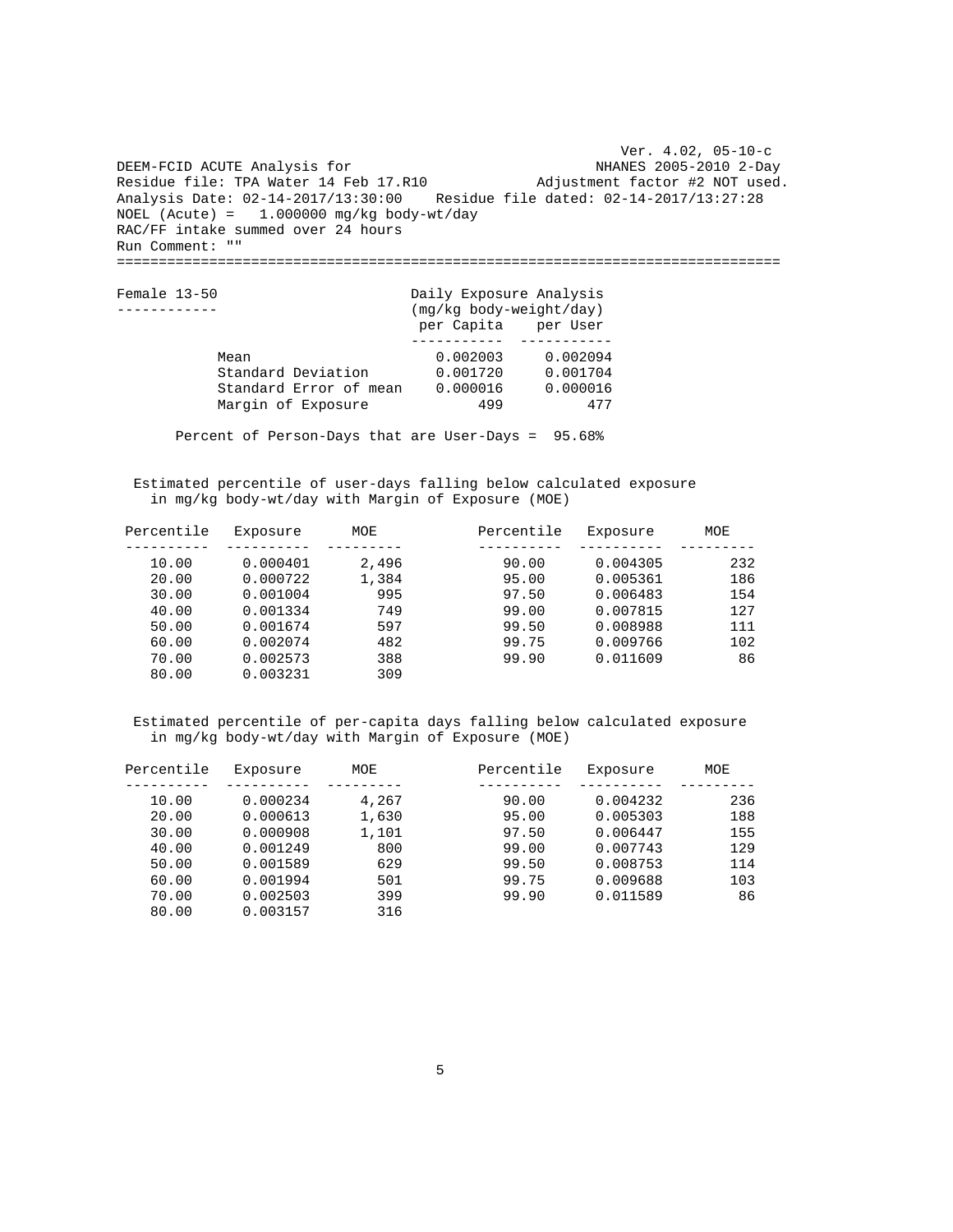Ver. 4.02, 05-10-c

DEEM-FCID ACUTE Analysis for NHANES 2005-2010 2-Day

Residue file: TPA Water 14 Feb 17.R10 Adjustment factor #2 NOT used.

Analysis Date: 02-14-2017/13:30:00 Residue file dated: 02-14-2017/13:27:28

NOEL (Acute) = 1.000000 mg/kg body-wt/day

RAC/FF intake summed over 24 hours

Run Comment: ""

---

## Female 13-50

Daily Exposure Analysis (mg/kg body-weight/day)

| | per Capita | per User |
|---|---|---|
| Mean | 0.002003 | 0.002094 |
| Standard Deviation | 0.001720 | 0.001704 |
| Standard Error of mean | 0.000016 | 0.000016 |
| Margin of Exposure | 499 | 477 |

Percent of Person-Days that are User-Days = 95.68%

Estimated percentile of user-days falling below calculated exposure in mg/kg body-wt/day with Margin of Exposure (MOE)

| Percentile | Exposure | MOE | Percentile | Exposure | MOE |
|---|---|---|---|---|---|
| 10.00 | 0.000401 | 2,496 | 90.00 | 0.004305 | 232 |
| 20.00 | 0.000722 | 1,384 | 95.00 | 0.005361 | 186 |
| 30.00 | 0.001004 | 995 | 97.50 | 0.006483 | 154 |
| 40.00 | 0.001334 | 749 | 99.00 | 0.007815 | 127 |
| 50.00 | 0.001674 | 597 | 99.50 | 0.008988 | 111 |
| 60.00 | 0.002074 | 482 | 99.75 | 0.009766 | 102 |
| 70.00 | 0.002573 | 388 | 99.90 | 0.011609 | 86 |
| 80.00 | 0.003231 | 309 | | | |

Estimated percentile of per-capita days falling below calculated exposure in mg/kg body-wt/day with Margin of Exposure (MOE)

| Percentile | Exposure | MOE | Percentile | Exposure | MOE |
|---|---|---|---|---|---|
| 10.00 | 0.000234 | 4,267 | 90.00 | 0.004232 | 236 |
| 20.00 | 0.000613 | 1,630 | 95.00 | 0.005303 | 188 |
| 30.00 | 0.000908 | 1,101 | 97.50 | 0.006447 | 155 |
| 40.00 | 0.001249 | 800 | 99.00 | 0.007743 | 129 |
| 50.00 | 0.001589 | 629 | 99.50 | 0.008753 | 114 |
| 60.00 | 0.001994 | 501 | 99.75 | 0.009688 | 103 |
| 70.00 | 0.002503 | 399 | 99.90 | 0.011589 | 86 |
| 80.00 | 0.003157 | 316 | | | |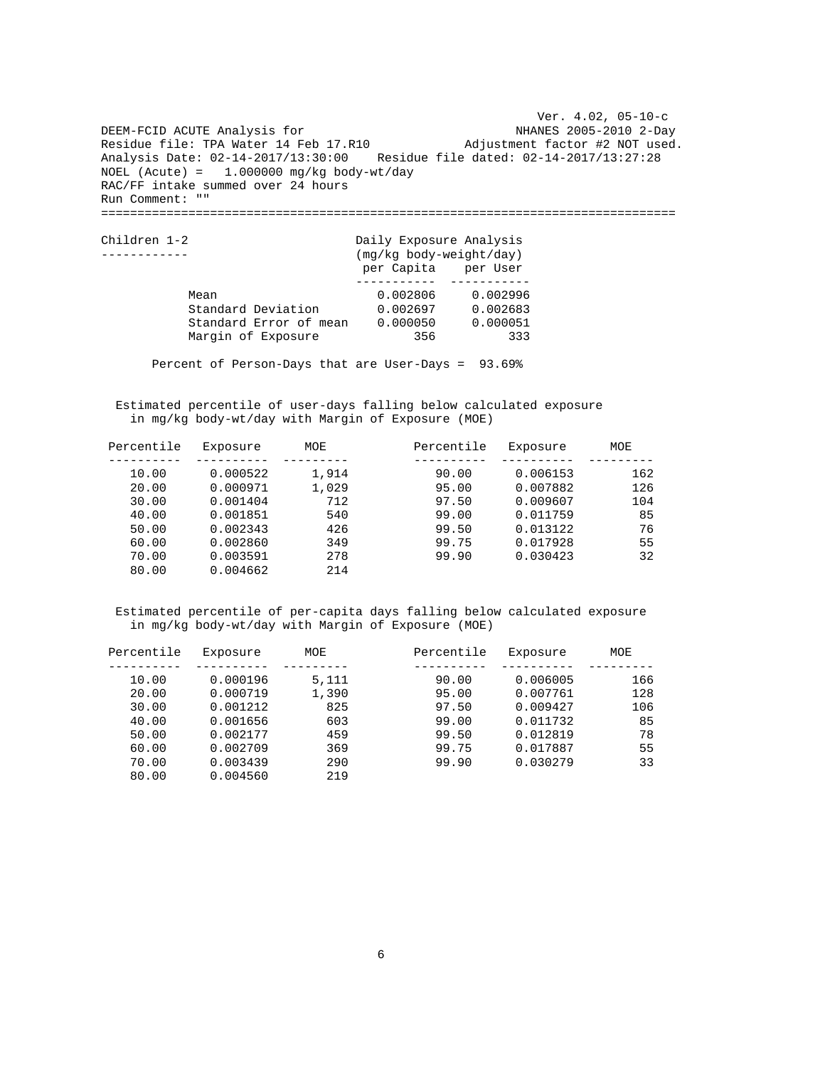Ver. 4.02, 05-10-c

DEEM-FCID ACUTE Analysis for NHANES 2005-2010 2-Day
Residue file: TPA Water 14 Feb 17.R10 Adjustment factor #2 NOT used.
Analysis Date: 02-14-2017/13:30:00 Residue file dated: 02-14-2017/13:27:28
NOEL (Acute) = 1.000000 mg/kg body-wt/day
RAC/FF intake summed over 24 hours
Run Comment: ""

---

## Children 1-2

Daily Exposure Analysis (mg/kg body-weight/day)

| | per Capita | per User |
|---|---|---|
| Mean | 0.002806 | 0.002996 |
| Standard Deviation | 0.002697 | 0.002683 |
| Standard Error of mean | 0.000050 | 0.000051 |
| Margin of Exposure | 356 | 333 |

Percent of Person-Days that are User-Days = 93.69%

Estimated percentile of user-days falling below calculated exposure in mg/kg body-wt/day with Margin of Exposure (MOE)

| Percentile | Exposure | MOE | Percentile | Exposure | MOE |
|---|---|---|---|---|---|
| 10.00 | 0.000522 | 1,914 | 90.00 | 0.006153 | 162 |
| 20.00 | 0.000971 | 1,029 | 95.00 | 0.007882 | 126 |
| 30.00 | 0.001404 | 712 | 97.50 | 0.009607 | 104 |
| 40.00 | 0.001851 | 540 | 99.00 | 0.011759 | 85 |
| 50.00 | 0.002343 | 426 | 99.50 | 0.013122 | 76 |
| 60.00 | 0.002860 | 349 | 99.75 | 0.017928 | 55 |
| 70.00 | 0.003591 | 278 | 99.90 | 0.030423 | 32 |
| 80.00 | 0.004662 | 214 | | | |

Estimated percentile of per-capita days falling below calculated exposure in mg/kg body-wt/day with Margin of Exposure (MOE)

| Percentile | Exposure | MOE | Percentile | Exposure | MOE |
|---|---|---|---|---|---|
| 10.00 | 0.000196 | 5,111 | 90.00 | 0.006005 | 166 |
| 20.00 | 0.000719 | 1,390 | 95.00 | 0.007761 | 128 |
| 30.00 | 0.001212 | 825 | 97.50 | 0.009427 | 106 |
| 40.00 | 0.001656 | 603 | 99.00 | 0.011732 | 85 |
| 50.00 | 0.002177 | 459 | 99.50 | 0.012819 | 78 |
| 60.00 | 0.002709 | 369 | 99.75 | 0.017887 | 55 |
| 70.00 | 0.003439 | 290 | 99.90 | 0.030279 | 33 |
| 80.00 | 0.004560 | 219 | | | |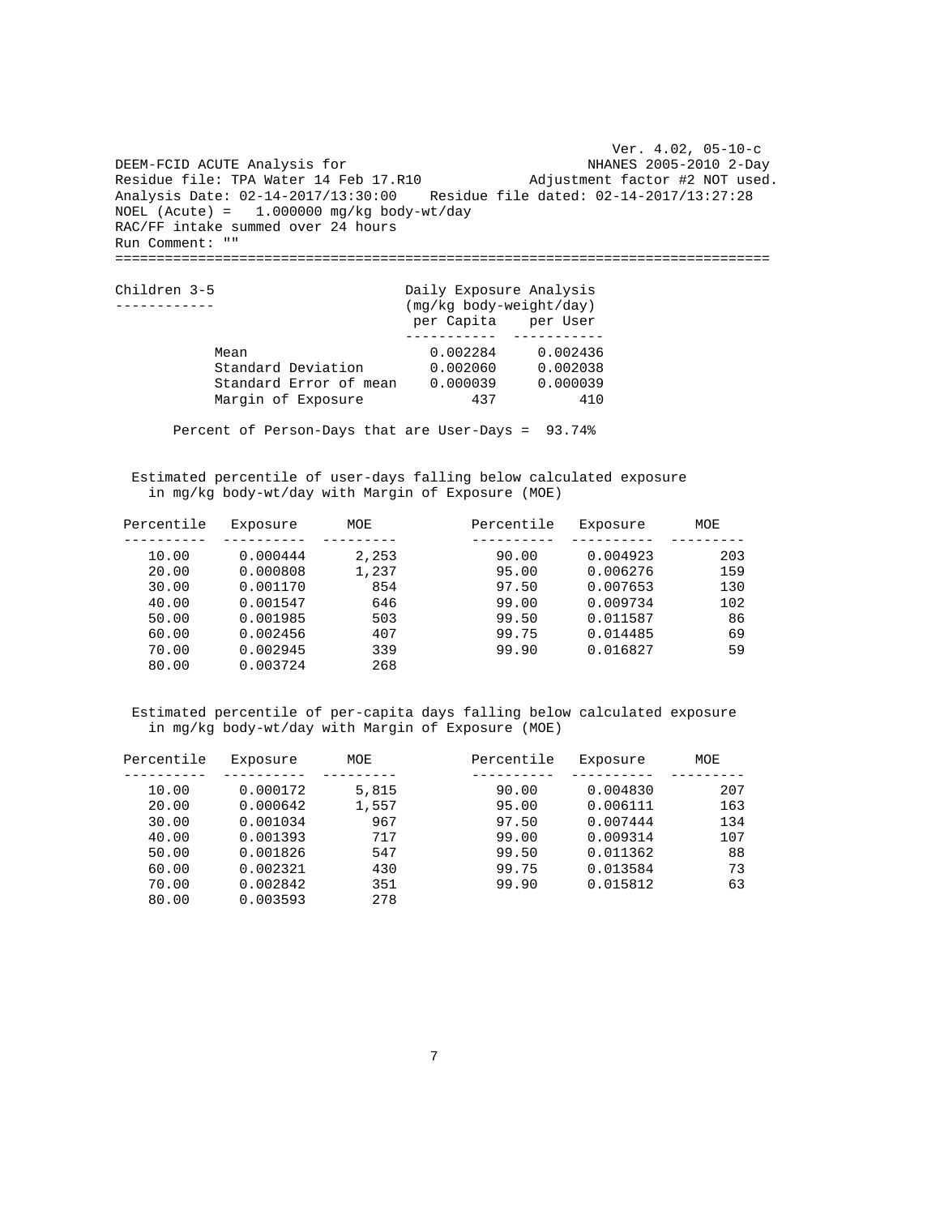Ver. 4.02, 05-10-c

DEEM-FCID ACUTE Analysis for NHANES 2005-2010 2-Day
Residue file: TPA Water 14 Feb 17.R10 Adjustment factor #2 NOT used.
Analysis Date: 02-14-2017/13:30:00 Residue file dated: 02-14-2017/13:27:28
NOEL (Acute) = 1.000000 mg/kg body-wt/day
RAC/FF intake summed over 24 hours
Run Comment: ""

---

## Children 3-5

Daily Exposure Analysis (mg/kg body-weight/day)

| | per Capita | per User |
|---|---|---|
| Mean | 0.002284 | 0.002436 |
| Standard Deviation | 0.002060 | 0.002038 |
| Standard Error of mean | 0.000039 | 0.000039 |
| Margin of Exposure | 437 | 410 |

Percent of Person-Days that are User-Days = 93.74%

Estimated percentile of user-days falling below calculated exposure in mg/kg body-wt/day with Margin of Exposure (MOE)

| Percentile | Exposure | MOE | Percentile | Exposure | MOE |
|---|---|---|---|---|---|
| 10.00 | 0.000444 | 2,253 | 90.00 | 0.004923 | 203 |
| 20.00 | 0.000808 | 1,237 | 95.00 | 0.006276 | 159 |
| 30.00 | 0.001170 | 854 | 97.50 | 0.007653 | 130 |
| 40.00 | 0.001547 | 646 | 99.00 | 0.009734 | 102 |
| 50.00 | 0.001985 | 503 | 99.50 | 0.011587 | 86 |
| 60.00 | 0.002456 | 407 | 99.75 | 0.014485 | 69 |
| 70.00 | 0.002945 | 339 | 99.90 | 0.016827 | 59 |
| 80.00 | 0.003724 | 268 | | | |

Estimated percentile of per-capita days falling below calculated exposure in mg/kg body-wt/day with Margin of Exposure (MOE)

| Percentile | Exposure | MOE | Percentile | Exposure | MOE |
|---|---|---|---|---|---|
| 10.00 | 0.000172 | 5,815 | 90.00 | 0.004830 | 207 |
| 20.00 | 0.000642 | 1,557 | 95.00 | 0.006111 | 163 |
| 30.00 | 0.001034 | 967 | 97.50 | 0.007444 | 134 |
| 40.00 | 0.001393 | 717 | 99.00 | 0.009314 | 107 |
| 50.00 | 0.001826 | 547 | 99.50 | 0.011362 | 88 |
| 60.00 | 0.002321 | 430 | 99.75 | 0.013584 | 73 |
| 70.00 | 0.002842 | 351 | 99.90 | 0.015812 | 63 |
| 80.00 | 0.003593 | 278 | | | |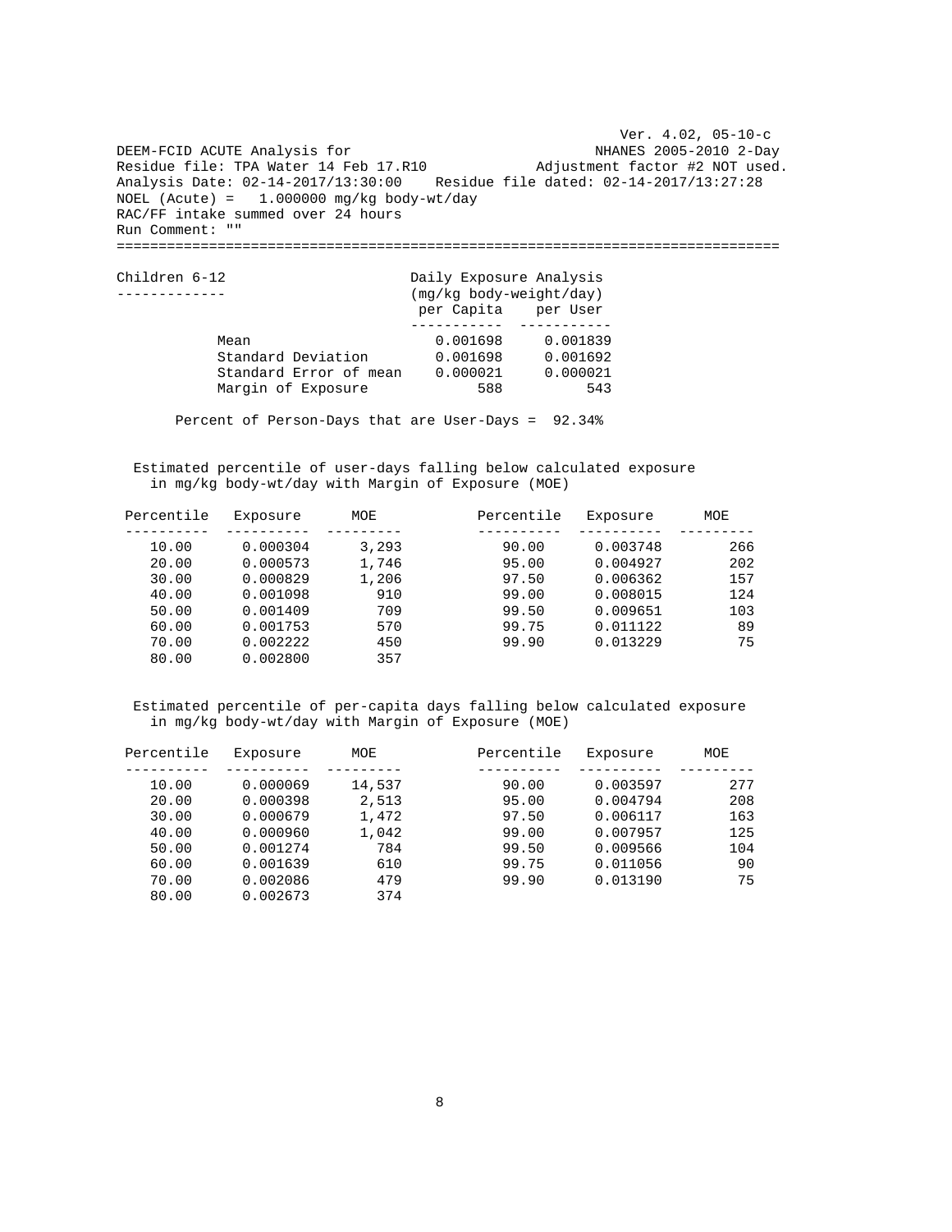```
                                                                 Ver. 4.02, 05-10-c
DEEM-FCID ACUTE Analysis for                                  NHANES 2005-2010 2-Day
Residue file: TPA Water 14 Feb 17.R10             Adjustment factor #2 NOT used.
Analysis Date: 02-14-2017/13:30:00    Residue file dated: 02-14-2017/13:27:28
NOEL (Acute) =   1.000000 mg/kg body-wt/day
RAC/FF intake summed over 24 hours
Run Comment: ""
===============================================================================
```

Children 6-12

| | Daily Exposure Analysis (mg/kg body-weight/day) | |
|---|---|---|
| | per Capita | per User |
| Mean | 0.001698 | 0.001839 |
| Standard Deviation | 0.001698 | 0.001692 |
| Standard Error of mean | 0.000021 | 0.000021 |
| Margin of Exposure | 588 | 543 |

Percent of Person-Days that are User-Days = 92.34%

Estimated percentile of user-days falling below calculated exposure in mg/kg body-wt/day with Margin of Exposure (MOE)

| Percentile | Exposure | MOE | Percentile | Exposure | MOE |
|---|---|---|---|---|---|
| 10.00 | 0.000304 | 3,293 | 90.00 | 0.003748 | 266 |
| 20.00 | 0.000573 | 1,746 | 95.00 | 0.004927 | 202 |
| 30.00 | 0.000829 | 1,206 | 97.50 | 0.006362 | 157 |
| 40.00 | 0.001098 | 910 | 99.00 | 0.008015 | 124 |
| 50.00 | 0.001409 | 709 | 99.50 | 0.009651 | 103 |
| 60.00 | 0.001753 | 570 | 99.75 | 0.011122 | 89 |
| 70.00 | 0.002222 | 450 | 99.90 | 0.013229 | 75 |
| 80.00 | 0.002800 | 357 | | | |

Estimated percentile of per-capita days falling below calculated exposure in mg/kg body-wt/day with Margin of Exposure (MOE)

| Percentile | Exposure | MOE | Percentile | Exposure | MOE |
|---|---|---|---|---|---|
| 10.00 | 0.000069 | 14,537 | 90.00 | 0.003597 | 277 |
| 20.00 | 0.000398 | 2,513 | 95.00 | 0.004794 | 208 |
| 30.00 | 0.000679 | 1,472 | 97.50 | 0.006117 | 163 |
| 40.00 | 0.000960 | 1,042 | 99.00 | 0.007957 | 125 |
| 50.00 | 0.001274 | 784 | 99.50 | 0.009566 | 104 |
| 60.00 | 0.001639 | 610 | 99.75 | 0.011056 | 90 |
| 70.00 | 0.002086 | 479 | 99.90 | 0.013190 | 75 |
| 80.00 | 0.002673 | 374 | | | |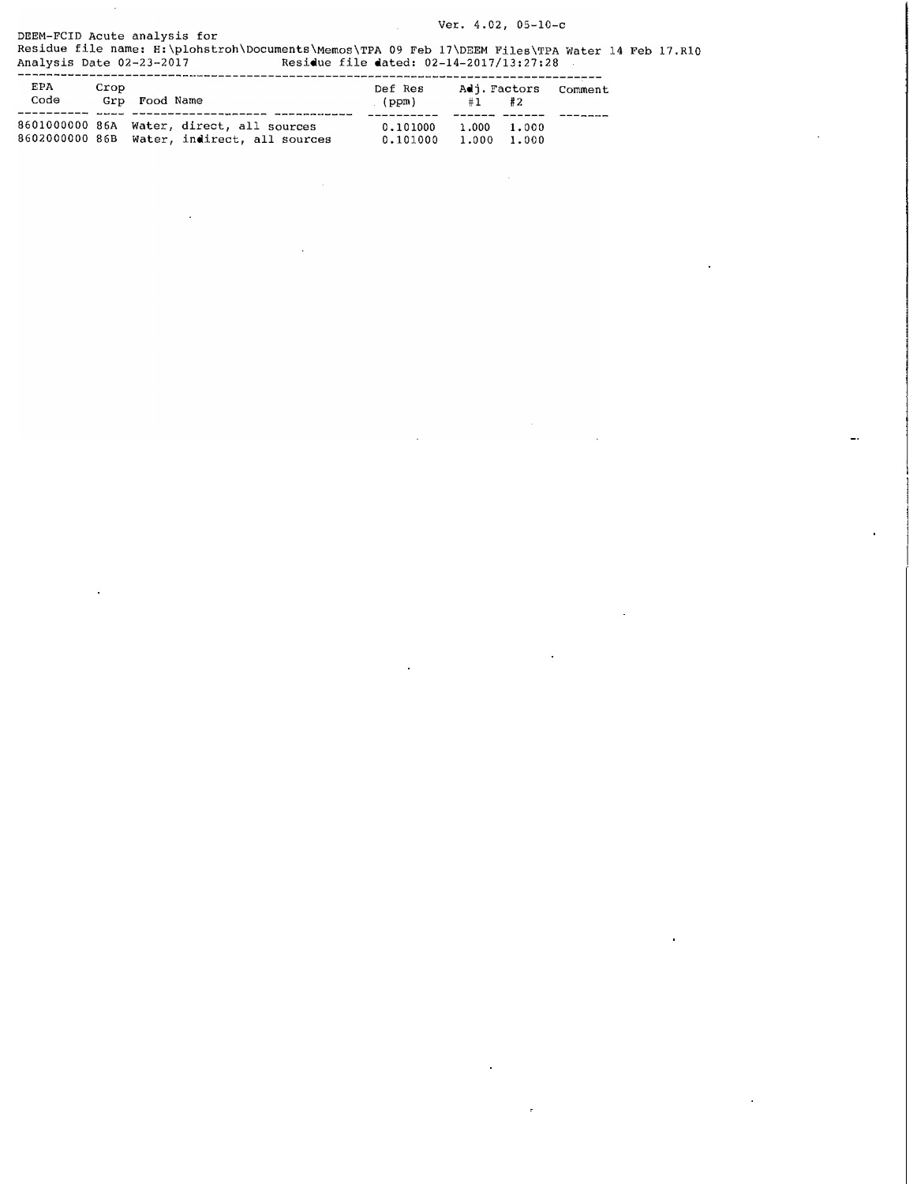Ver. 4.02, 05-10-c

DEEM-FCID Acute analysis for
Residue file name: H:\plohstroh\Documents\Memos\TPA 09 Feb 17\DEEM Files\TPA Water 14 Feb 17.R10
Analysis Date 02-23-2017 Residue file dated: 02-14-2017/13:27:28

| EPA Code | Crop Grp | Food Name | Def Res (ppm) | Adj. Factors #1 | #2 | Comment |
|---|---|---|---|---|---|---|
| 8601000000 | 86A | Water, direct, all sources | 0.101000 | 1.000 | 1.000 | |
| 8602000000 | 86B | Water, indirect, all sources | 0.101000 | 1.000 | 1.000 | |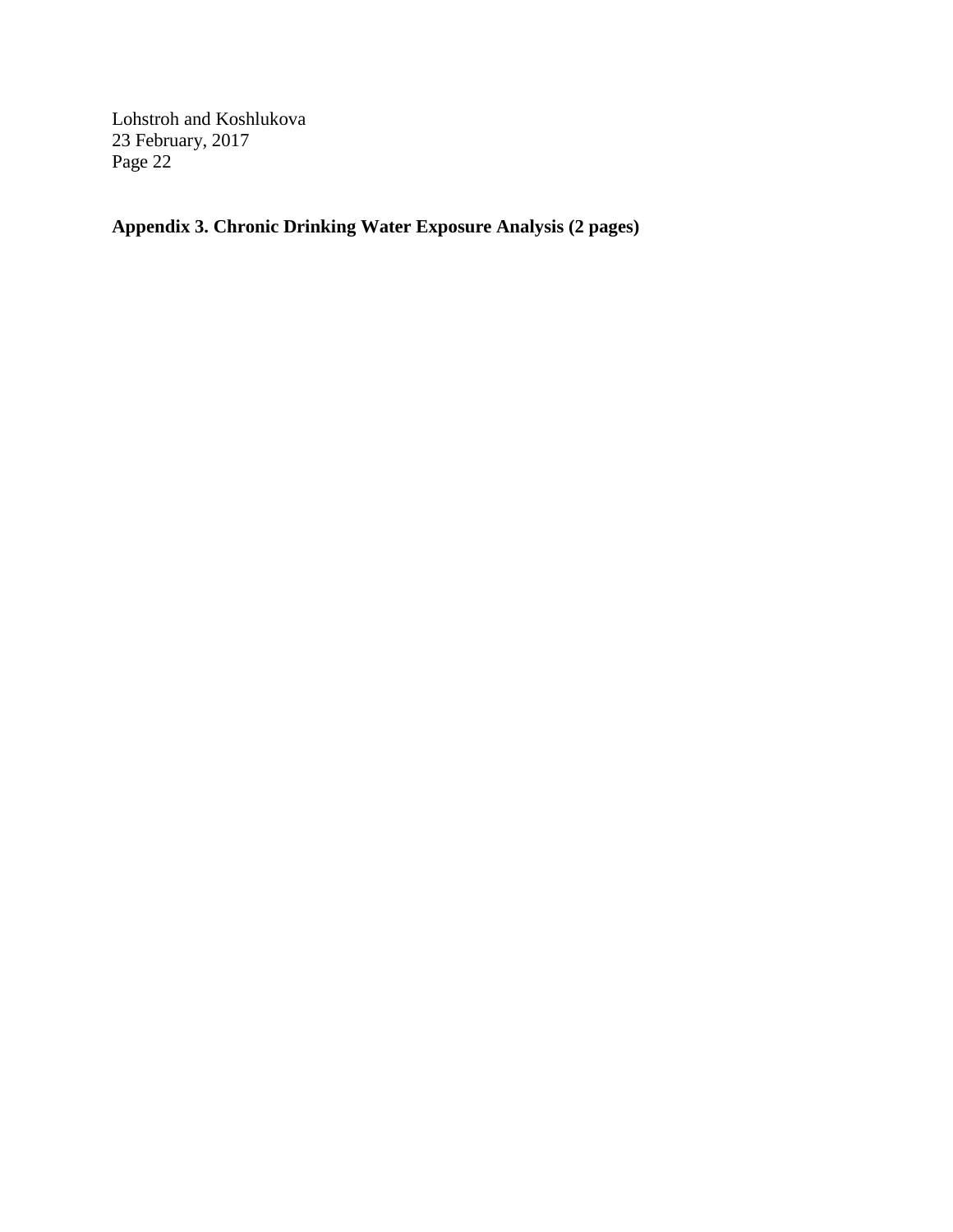**Appendix 3. Chronic Drinking Water Exposure Analysis (2 pages)**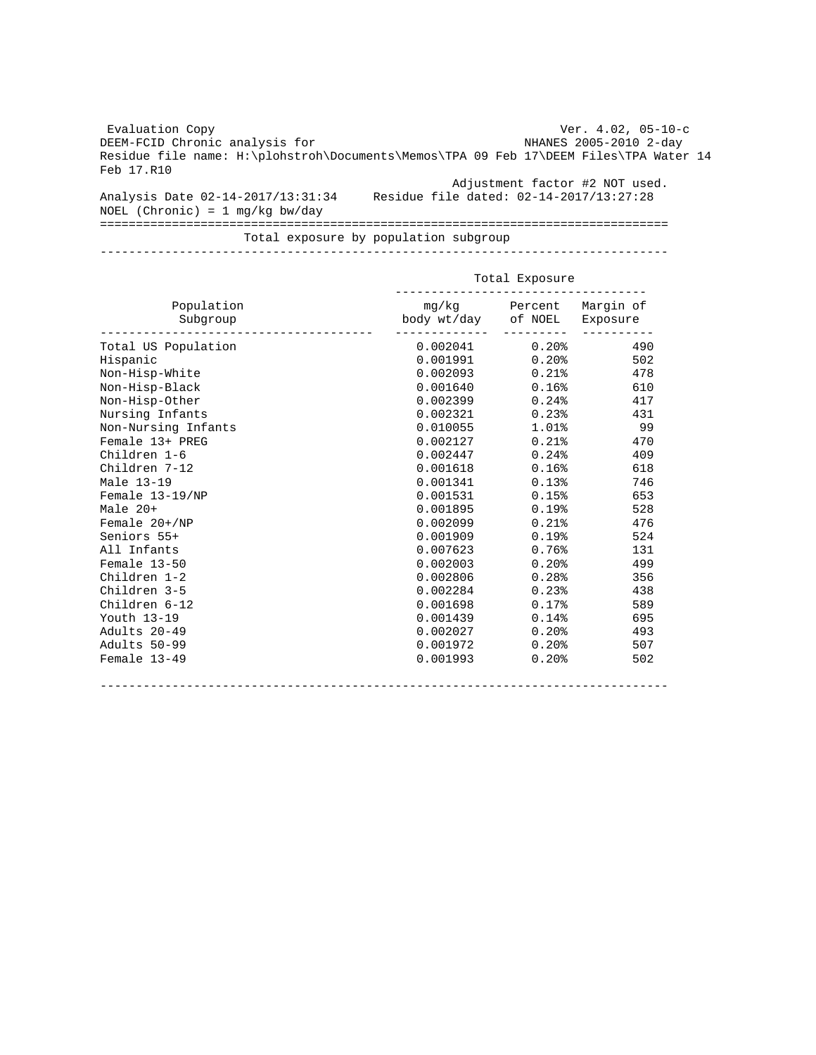Evaluation Copy Ver. 4.02, 05-10-c

DEEM-FCID Chronic analysis for NHANES 2005-2010 2-day

Residue file name: H:\plohstroh\Documents\Memos\TPA 09 Feb 17\DEEM Files\TPA Water 14 Feb 17.R10

Adjustment factor #2 NOT used.

Analysis Date 02-14-2017/13:31:34 Residue file dated: 02-14-2017/13:27:28

NOEL (Chronic) = 1 mg/kg bw/day

## Total exposure by population subgroup

| Population Subgroup | Total Exposure | | |
|---|---|---|---|
| | mg/kg body wt/day | Percent of NOEL | Margin of Exposure |
| Total US Population | 0.002041 | 0.20% | 490 |
| Hispanic | 0.001991 | 0.20% | 502 |
| Non-Hisp-White | 0.002093 | 0.21% | 478 |
| Non-Hisp-Black | 0.001640 | 0.16% | 610 |
| Non-Hisp-Other | 0.002399 | 0.24% | 417 |
| Nursing Infants | 0.002321 | 0.23% | 431 |
| Non-Nursing Infants | 0.010055 | 1.01% | 99 |
| Female 13+ PREG | 0.002127 | 0.21% | 470 |
| Children 1-6 | 0.002447 | 0.24% | 409 |
| Children 7-12 | 0.001618 | 0.16% | 618 |
| Male 13-19 | 0.001341 | 0.13% | 746 |
| Female 13-19/NP | 0.001531 | 0.15% | 653 |
| Male 20+ | 0.001895 | 0.19% | 528 |
| Female 20+/NP | 0.002099 | 0.21% | 476 |
| Seniors 55+ | 0.001909 | 0.19% | 524 |
| All Infants | 0.007623 | 0.76% | 131 |
| Female 13-50 | 0.002003 | 0.20% | 499 |
| Children 1-2 | 0.002806 | 0.28% | 356 |
| Children 3-5 | 0.002284 | 0.23% | 438 |
| Children 6-12 | 0.001698 | 0.17% | 589 |
| Youth 13-19 | 0.001439 | 0.14% | 695 |
| Adults 20-49 | 0.002027 | 0.20% | 493 |
| Adults 50-99 | 0.001972 | 0.20% | 507 |
| Female 13-49 | 0.001993 | 0.20% | 502 |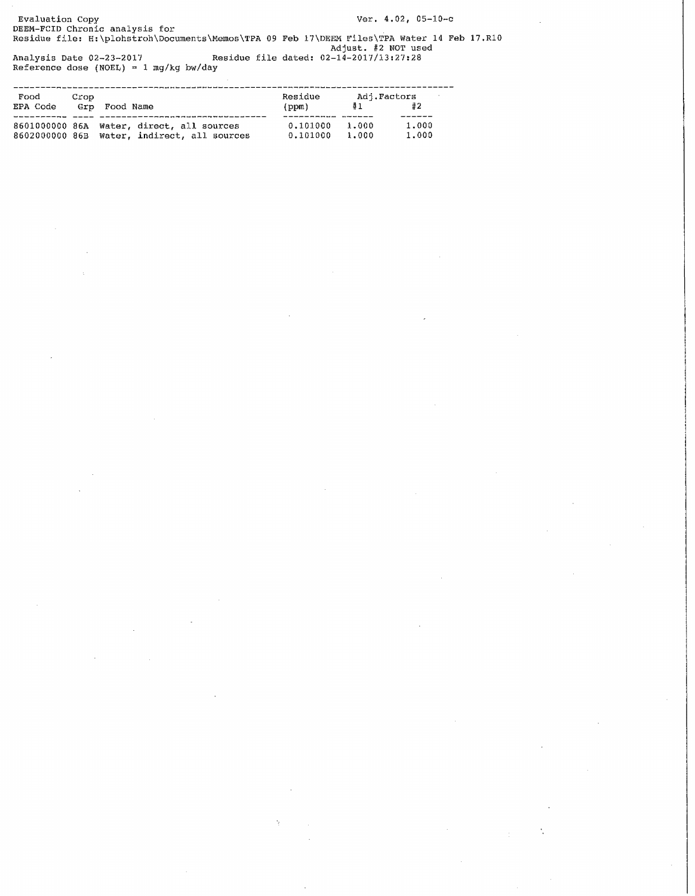Evaluation Copy Ver. 4.02, 05-10-c

DEEM-FCID Chronic analysis for

Residue file: H:\plohstroh\Documents\Memos\TPA 09 Feb 17\DEEM Files\TPA Water 14 Feb 17.R10

Adjust. #2 NOT used

Analysis Date 02-23-2017 Residue file dated: 02-14-2017/13:27:28

Reference dose (NOEL) = 1 mg/kg bw/day

| Food EPA Code | Crop Grp | Food Name | Residue (ppm) | Adj.Factors #1 | #2 |
|---|---|---|---|---|---|
| 8601000000 | 86A | Water, direct, all sources | 0.101000 | 1.000 | 1.000 |
| 8602000000 | 86B | Water, indirect, all sources | 0.101000 | 1.000 | 1.000 |